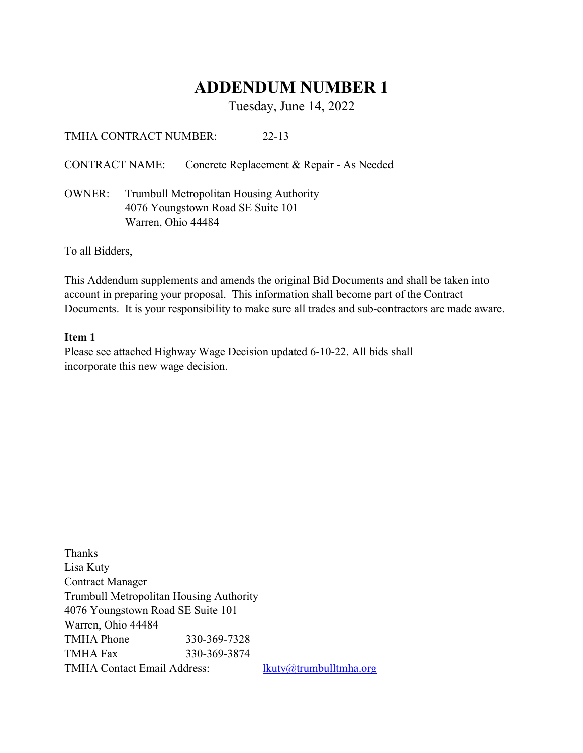# ADDENDUM NUMBER 1

Tuesday, June 14, 2022

TMHA CONTRACT NUMBER: 22-13

CONTRACT NAME: Concrete Replacement & Repair - As Needed

OWNER: Trumbull Metropolitan Housing Authority
4076 Youngstown Road SE Suite 101
Warren, Ohio 44484

To all Bidders,

This Addendum supplements and amends the original Bid Documents and shall be taken into account in preparing your proposal. This information shall become part of the Contract Documents. It is your responsibility to make sure all trades and sub-contractors are made aware.

**Item 1**
Please see attached Highway Wage Decision updated 6-10-22. All bids shall incorporate this new wage decision.

Thanks
Lisa Kuty
Contract Manager
Trumbull Metropolitan Housing Authority
4076 Youngstown Road SE Suite 101
Warren, Ohio 44484
TMHA Phone 330-369-7328
TMHA Fax 330-369-3874
TMHA Contact Email Address: lkuty@trumbulltmha.org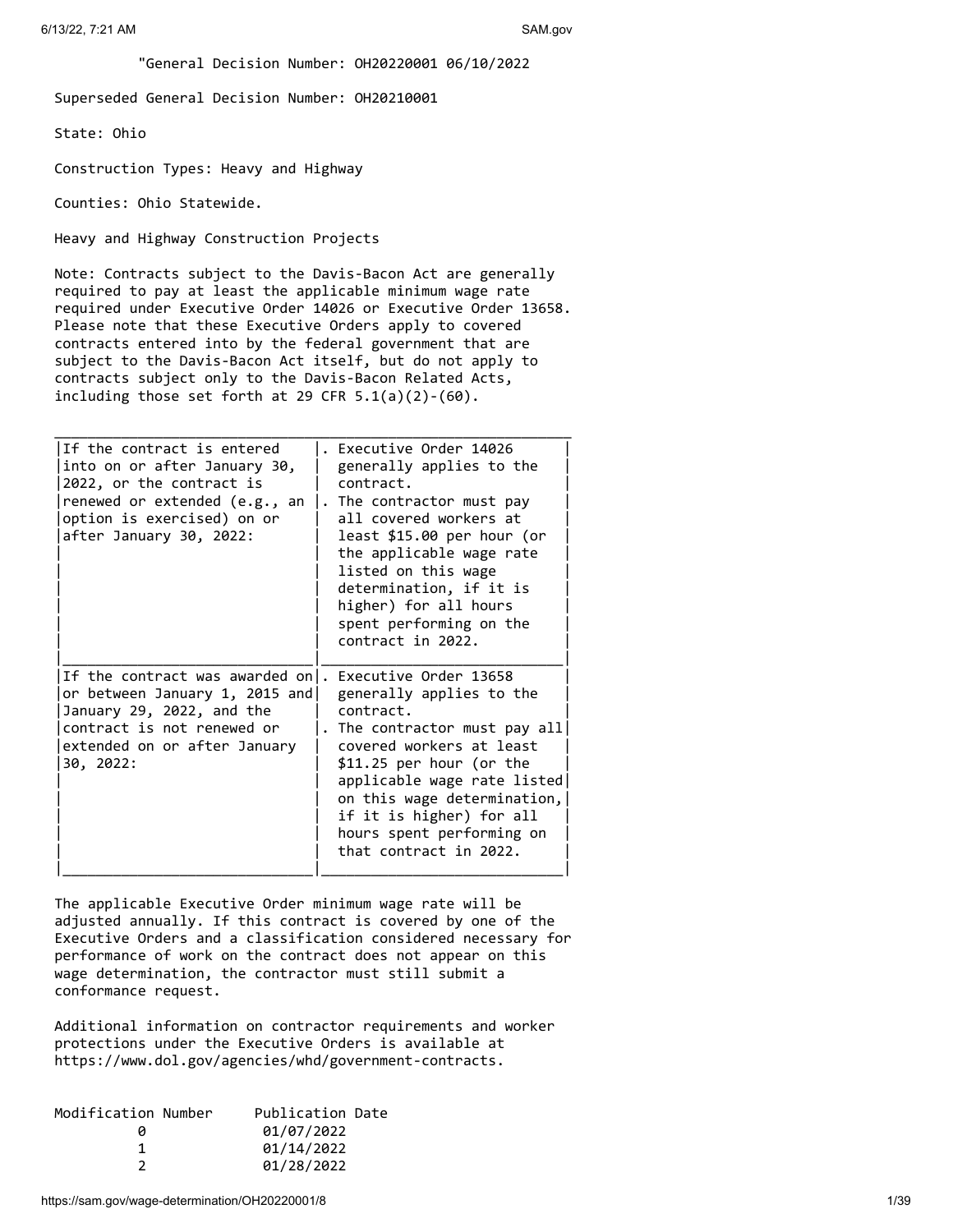"General Decision Number: OH20220001 06/10/2022

Superseded General Decision Number: OH20210001

State: Ohio

Construction Types: Heavy and Highway

Counties: Ohio Statewide.

Heavy and Highway Construction Projects

Note: Contracts subject to the Davis-Bacon Act are generally required to pay at least the applicable minimum wage rate required under Executive Order 14026 or Executive Order 13658. Please note that these Executive Orders apply to covered contracts entered into by the federal government that are subject to the Davis-Bacon Act itself, but do not apply to contracts subject only to the Davis-Bacon Related Acts, including those set forth at 29 CFR 5.1(a)(2)-(60).

| | |
|---|---|
| If the contract is entered into on or after January 30, 2022, or the contract is renewed or extended (e.g., an option is exercised) on or after January 30, 2022: | . Executive Order 14026 generally applies to the contract.<br>. The contractor must pay all covered workers at least $15.00 per hour (or the applicable wage rate listed on this wage determination, if it is higher) for all hours spent performing on the contract in 2022. |
| If the contract was awarded on or between January 1, 2015 and January 29, 2022, and the contract is not renewed or extended on or after January 30, 2022: | . Executive Order 13658 generally applies to the contract.<br>. The contractor must pay all covered workers at least $11.25 per hour (or the applicable wage rate listed on this wage determination, if it is higher) for all hours spent performing on that contract in 2022. |

The applicable Executive Order minimum wage rate will be adjusted annually. If this contract is covered by one of the Executive Orders and a classification considered necessary for performance of work on the contract does not appear on this wage determination, the contractor must still submit a conformance request.

Additional information on contractor requirements and worker protections under the Executive Orders is available at https://www.dol.gov/agencies/whd/government-contracts.

| Modification Number | Publication Date |
|---|---|
| 0 | 01/07/2022 |
| 1 | 01/14/2022 |
| 2 | 01/28/2022 |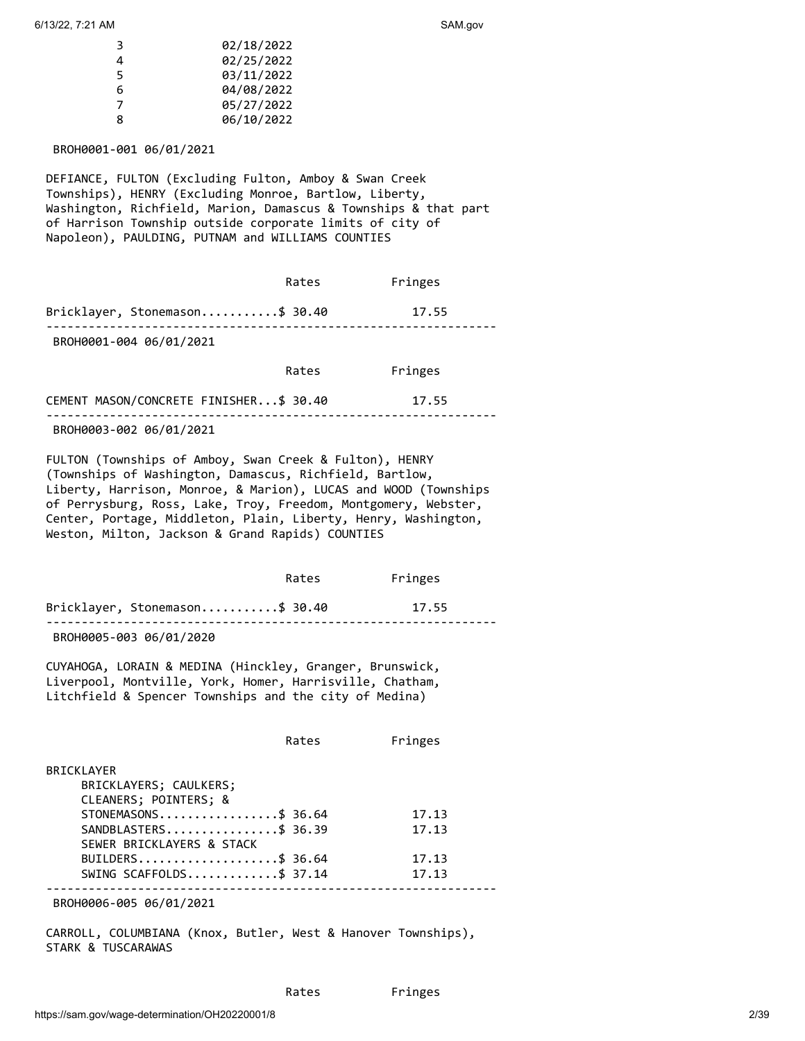| | |
|---|---|
| 3 | 02/18/2022 |
| 4 | 02/25/2022 |
| 5 | 03/11/2022 |
| 6 | 04/08/2022 |
| 7 | 05/27/2022 |
| 8 | 06/10/2022 |

BROH0001-001 06/01/2021

DEFIANCE, FULTON (Excluding Fulton, Amboy & Swan Creek Townships), HENRY (Excluding Monroe, Bartlow, Liberty, Washington, Richfield, Marion, Damascus & Townships & that part of Harrison Township outside corporate limits of city of Napoleon), PAULDING, PUTNAM and WILLIAMS COUNTIES

| | Rates | Fringes |
|---|---|---|
| Bricklayer, Stonemason | $ 30.40 | 17.55 |

---

BROH0001-004 06/01/2021

| | Rates | Fringes |
|---|---|---|
| CEMENT MASON/CONCRETE FINISHER | $ 30.40 | 17.55 |

---

BROH0003-002 06/01/2021

FULTON (Townships of Amboy, Swan Creek & Fulton), HENRY (Townships of Washington, Damascus, Richfield, Bartlow, Liberty, Harrison, Monroe, & Marion), LUCAS and WOOD (Townships of Perrysburg, Ross, Lake, Troy, Freedom, Montgomery, Webster, Center, Portage, Middleton, Plain, Liberty, Henry, Washington, Weston, Milton, Jackson & Grand Rapids) COUNTIES

| | Rates | Fringes |
|---|---|---|
| Bricklayer, Stonemason | $ 30.40 | 17.55 |

---

BROH0005-003 06/01/2020

CUYAHOGA, LORAIN & MEDINA (Hinckley, Granger, Brunswick, Liverpool, Montville, York, Homer, Harrisville, Chatham, Litchfield & Spencer Townships and the city of Medina)

| | Rates | Fringes |
|---|---|---|
| BRICKLAYER | | |
| BRICKLAYERS; CAULKERS; CLEANERS; POINTERS; & STONEMASONS | $ 36.64 | 17.13 |
| SANDBLASTERS | $ 36.39 | 17.13 |
| SEWER BRICKLAYERS & STACK BUILDERS | $ 36.64 | 17.13 |
| SWING SCAFFOLDS | $ 37.14 | 17.13 |

---

BROH0006-005 06/01/2021

CARROLL, COLUMBIANA (Knox, Butler, West & Hanover Townships), STARK & TUSCARAWAS

| | Rates | Fringes |
|---|---|---|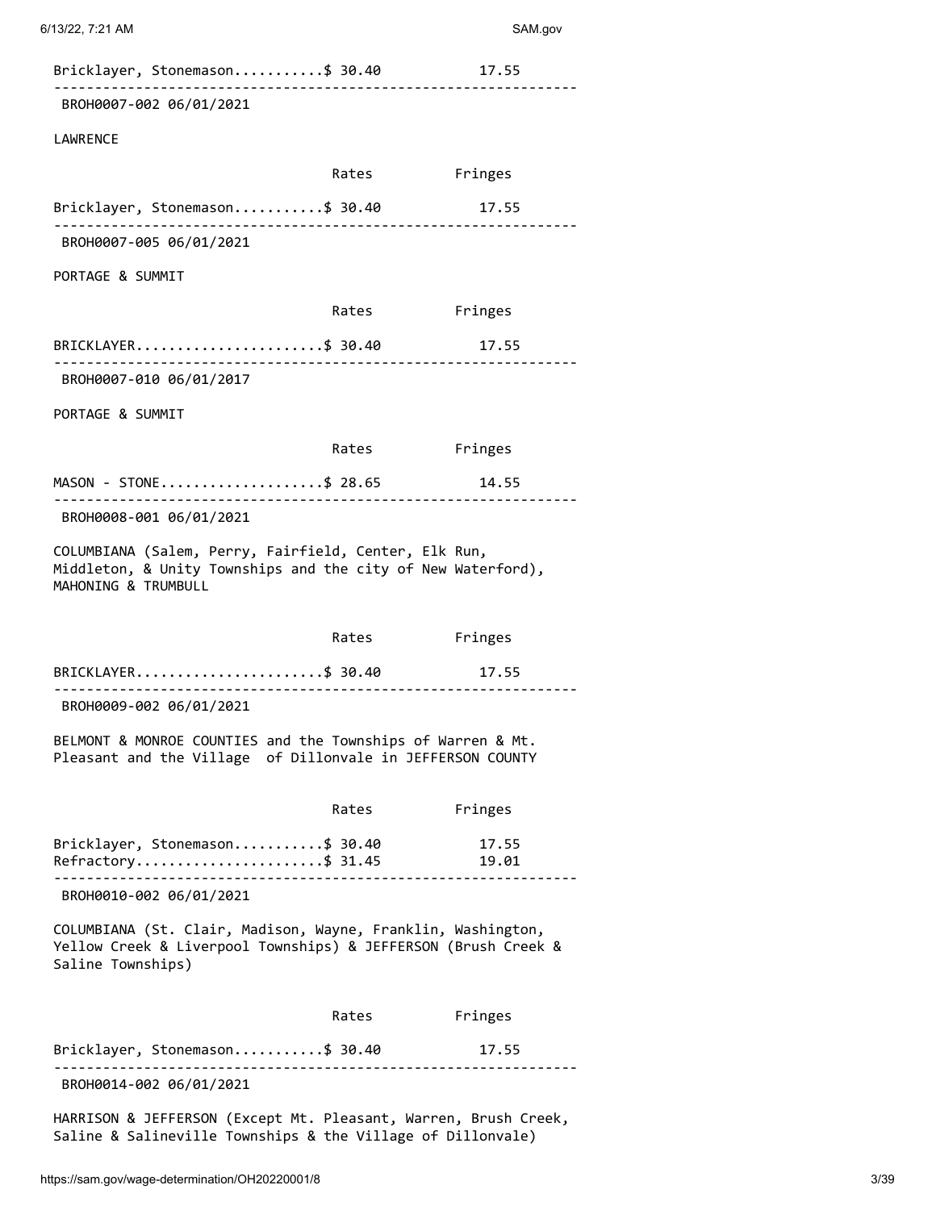| | Rates | Fringes |
|---|---|---|
| Bricklayer, Stonemason | $ 30.40 | 17.55 |

---

BROH0007-002 06/01/2021

LAWRENCE

| | Rates | Fringes |
|---|---|---|
| Bricklayer, Stonemason | $ 30.40 | 17.55 |

---

BROH0007-005 06/01/2021

PORTAGE & SUMMIT

| | Rates | Fringes |
|---|---|---|
| BRICKLAYER | $ 30.40 | 17.55 |

---

BROH0007-010 06/01/2017

PORTAGE & SUMMIT

| | Rates | Fringes |
|---|---|---|
| MASON - STONE | $ 28.65 | 14.55 |

---

BROH0008-001 06/01/2021

COLUMBIANA (Salem, Perry, Fairfield, Center, Elk Run, Middleton, & Unity Townships and the city of New Waterford), MAHONING & TRUMBULL

| | Rates | Fringes |
|---|---|---|
| BRICKLAYER | $ 30.40 | 17.55 |

---

BROH0009-002 06/01/2021

BELMONT & MONROE COUNTIES and the Townships of Warren & Mt. Pleasant and the Village of Dillonvale in JEFFERSON COUNTY

| | Rates | Fringes |
|---|---|---|
| Bricklayer, Stonemason | $ 30.40 | 17.55 |
| Refractory | $ 31.45 | 19.01 |

---

BROH0010-002 06/01/2021

COLUMBIANA (St. Clair, Madison, Wayne, Franklin, Washington, Yellow Creek & Liverpool Townships) & JEFFERSON (Brush Creek & Saline Townships)

| | Rates | Fringes |
|---|---|---|
| Bricklayer, Stonemason | $ 30.40 | 17.55 |

---

BROH0014-002 06/01/2021

HARRISON & JEFFERSON (Except Mt. Pleasant, Warren, Brush Creek, Saline & Salineville Townships & the Village of Dillonvale)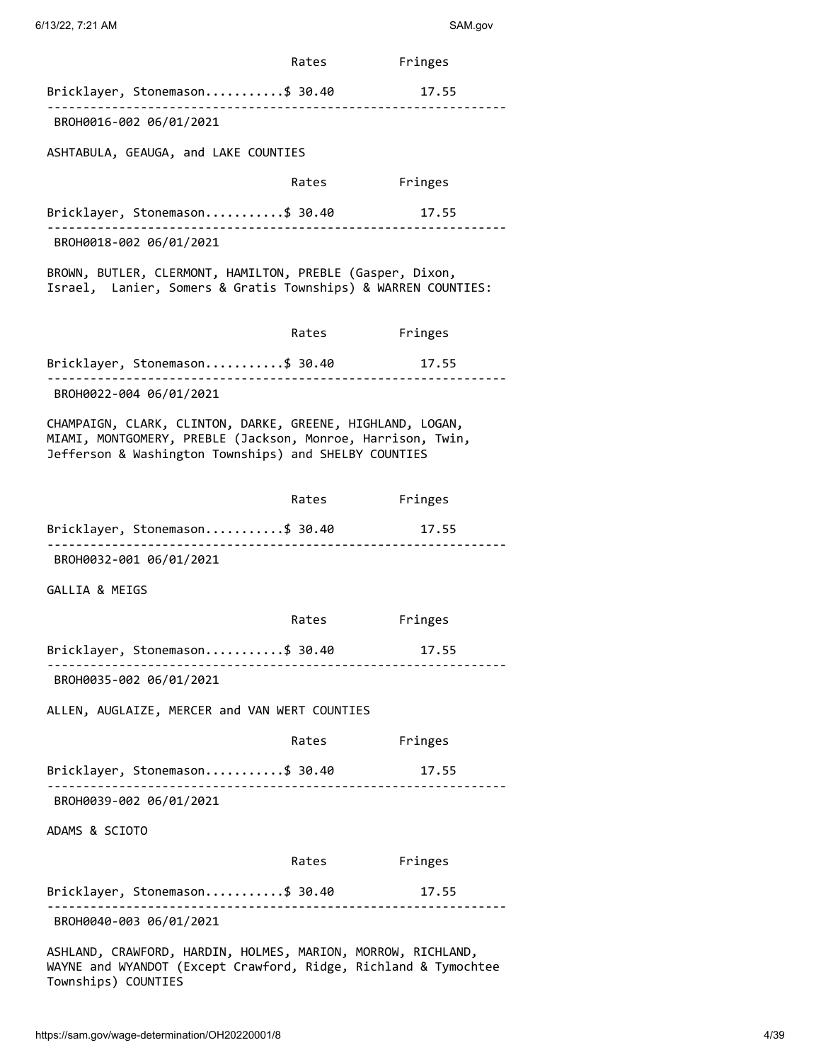| | Rates | Fringes |
|---|---|---|
| Bricklayer, Stonemason | $ 30.40 | 17.55 |

---

BROH0016-002 06/01/2021

ASHTABULA, GEAUGA, and LAKE COUNTIES

| | Rates | Fringes |
|---|---|---|
| Bricklayer, Stonemason | $ 30.40 | 17.55 |

---

BROH0018-002 06/01/2021

BROWN, BUTLER, CLERMONT, HAMILTON, PREBLE (Gasper, Dixon, Israel, Lanier, Somers & Gratis Townships) & WARREN COUNTIES:

| | Rates | Fringes |
|---|---|---|
| Bricklayer, Stonemason | $ 30.40 | 17.55 |

---

BROH0022-004 06/01/2021

CHAMPAIGN, CLARK, CLINTON, DARKE, GREENE, HIGHLAND, LOGAN, MIAMI, MONTGOMERY, PREBLE (Jackson, Monroe, Harrison, Twin, Jefferson & Washington Townships) and SHELBY COUNTIES

| | Rates | Fringes |
|---|---|---|
| Bricklayer, Stonemason | $ 30.40 | 17.55 |

---

BROH0032-001 06/01/2021

GALLIA & MEIGS

| | Rates | Fringes |
|---|---|---|
| Bricklayer, Stonemason | $ 30.40 | 17.55 |

---

BROH0035-002 06/01/2021

ALLEN, AUGLAIZE, MERCER and VAN WERT COUNTIES

| | Rates | Fringes |
|---|---|---|
| Bricklayer, Stonemason | $ 30.40 | 17.55 |

---

BROH0039-002 06/01/2021

ADAMS & SCIOTO

| | Rates | Fringes |
|---|---|---|
| Bricklayer, Stonemason | $ 30.40 | 17.55 |

---

BROH0040-003 06/01/2021

ASHLAND, CRAWFORD, HARDIN, HOLMES, MARION, MORROW, RICHLAND, WAYNE and WYANDOT (Except Crawford, Ridge, Richland & Tymochtee Townships) COUNTIES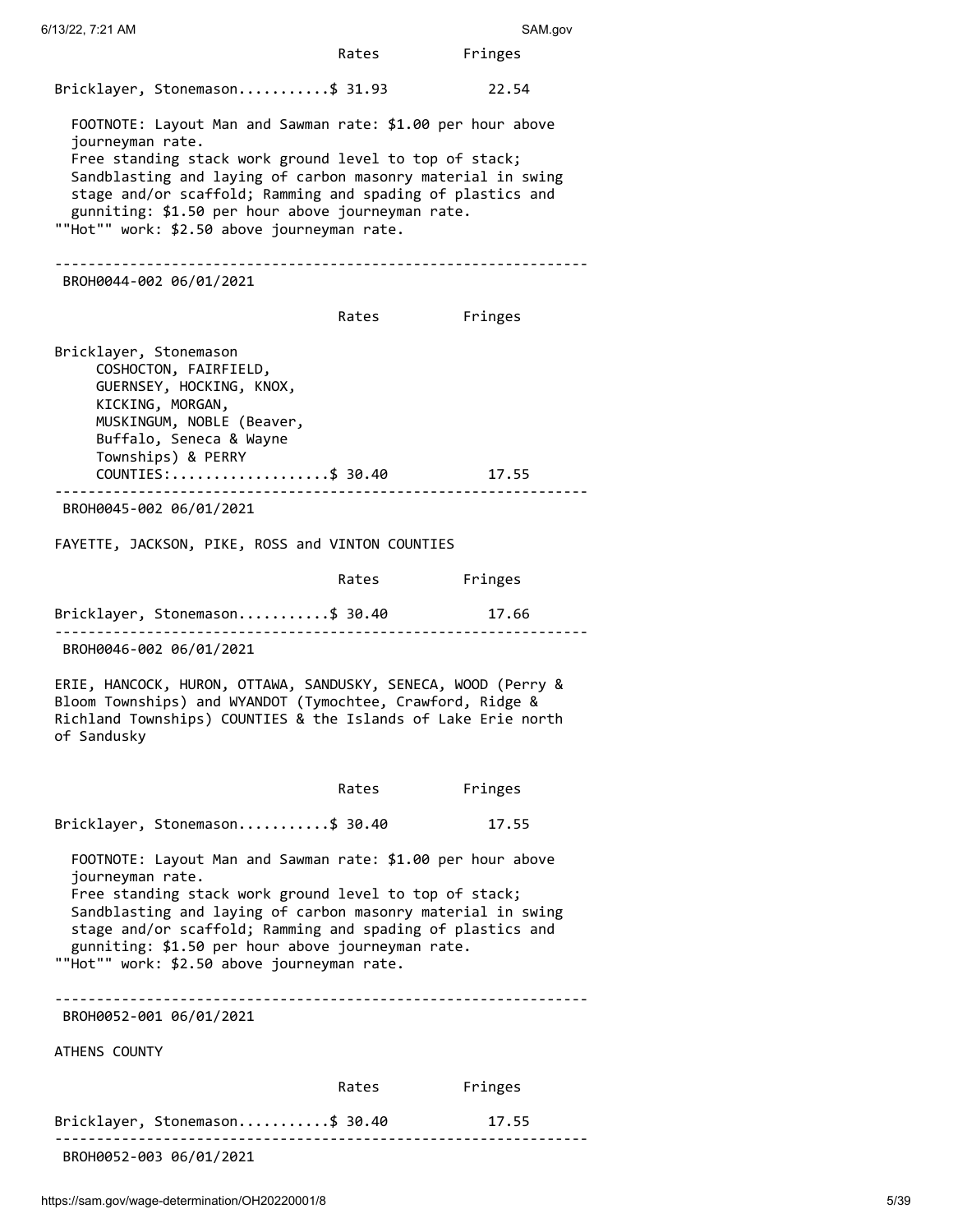| | Rates | Fringes |
|---|---|---|
| Bricklayer, Stonemason | $ 31.93 | 22.54 |

FOOTNOTE: Layout Man and Sawman rate: $1.00 per hour above journeyman rate.
Free standing stack work ground level to top of stack; Sandblasting and laying of carbon masonry material in swing stage and/or scaffold; Ramming and spading of plastics and gunniting: $1.50 per hour above journeyman rate.
""Hot"" work: $2.50 above journeyman rate.

---

BROH0044-002 06/01/2021

| | Rates | Fringes |
|---|---|---|
| Bricklayer, Stonemason<br>COSHOCTON, FAIRFIELD, GUERNSEY, HOCKING, KNOX, KICKING, MORGAN, MUSKINGUM, NOBLE (Beaver, Buffalo, Seneca & Wayne Townships) & PERRY COUNTIES: | $ 30.40 | 17.55 |

---

BROH0045-002 06/01/2021

FAYETTE, JACKSON, PIKE, ROSS and VINTON COUNTIES

| | Rates | Fringes |
|---|---|---|
| Bricklayer, Stonemason | $ 30.40 | 17.66 |

---

BROH0046-002 06/01/2021

ERIE, HANCOCK, HURON, OTTAWA, SANDUSKY, SENECA, WOOD (Perry & Bloom Townships) and WYANDOT (Tymochtee, Crawford, Ridge & Richland Townships) COUNTIES & the Islands of Lake Erie north of Sandusky

| | Rates | Fringes |
|---|---|---|
| Bricklayer, Stonemason | $ 30.40 | 17.55 |

FOOTNOTE: Layout Man and Sawman rate: $1.00 per hour above journeyman rate.
Free standing stack work ground level to top of stack; Sandblasting and laying of carbon masonry material in swing stage and/or scaffold; Ramming and spading of plastics and gunniting: $1.50 per hour above journeyman rate.
""Hot"" work: $2.50 above journeyman rate.

---

BROH0052-001 06/01/2021

ATHENS COUNTY

| | Rates | Fringes |
|---|---|---|
| Bricklayer, Stonemason | $ 30.40 | 17.55 |

---

BROH0052-003 06/01/2021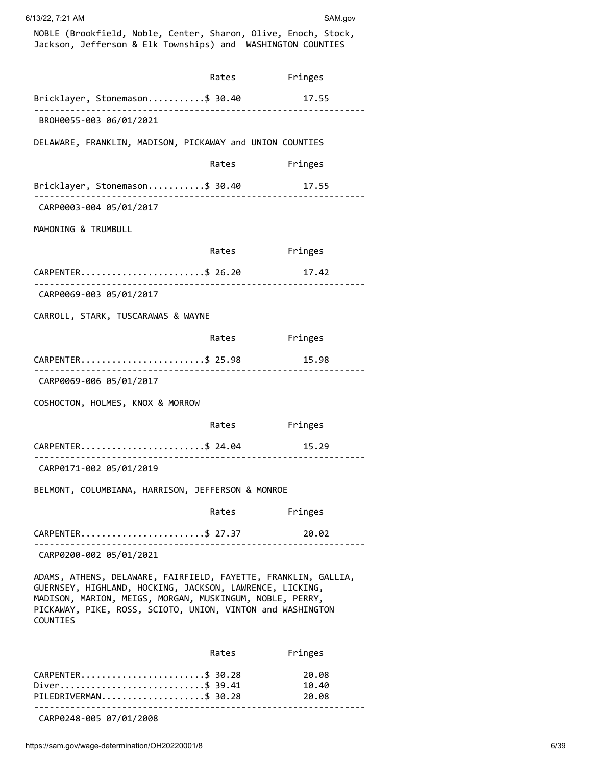NOBLE (Brookfield, Noble, Center, Sharon, Olive, Enoch, Stock, Jackson, Jefferson & Elk Townships) and WASHINGTON COUNTIES

| | Rates | Fringes |
|---|---|---|
| Bricklayer, Stonemason | $ 30.40 | 17.55 |

----------------------------------------------------------------

BROH0055-003 06/01/2021

DELAWARE, FRANKLIN, MADISON, PICKAWAY and UNION COUNTIES

| | Rates | Fringes |
|---|---|---|
| Bricklayer, Stonemason | $ 30.40 | 17.55 |

----------------------------------------------------------------

CARP0003-004 05/01/2017

MAHONING & TRUMBULL

| | Rates | Fringes |
|---|---|---|
| CARPENTER | $ 26.20 | 17.42 |

----------------------------------------------------------------

CARP0069-003 05/01/2017

CARROLL, STARK, TUSCARAWAS & WAYNE

| | Rates | Fringes |
|---|---|---|
| CARPENTER | $ 25.98 | 15.98 |

----------------------------------------------------------------

CARP0069-006 05/01/2017

COSHOCTON, HOLMES, KNOX & MORROW

| | Rates | Fringes |
|---|---|---|
| CARPENTER | $ 24.04 | 15.29 |

----------------------------------------------------------------

CARP0171-002 05/01/2019

BELMONT, COLUMBIANA, HARRISON, JEFFERSON & MONROE

| | Rates | Fringes |
|---|---|---|
| CARPENTER | $ 27.37 | 20.02 |

----------------------------------------------------------------

CARP0200-002 05/01/2021

ADAMS, ATHENS, DELAWARE, FAIRFIELD, FAYETTE, FRANKLIN, GALLIA, GUERNSEY, HIGHLAND, HOCKING, JACKSON, LAWRENCE, LICKING, MADISON, MARION, MEIGS, MORGAN, MUSKINGUM, NOBLE, PERRY, PICKAWAY, PIKE, ROSS, SCIOTO, UNION, VINTON and WASHINGTON COUNTIES

| | Rates | Fringes |
|---|---|---|
| CARPENTER | $ 30.28 | 20.08 |
| Diver | $ 39.41 | 10.40 |
| PILEDRIVERMAN | $ 30.28 | 20.08 |

----------------------------------------------------------------

CARP0248-005 07/01/2008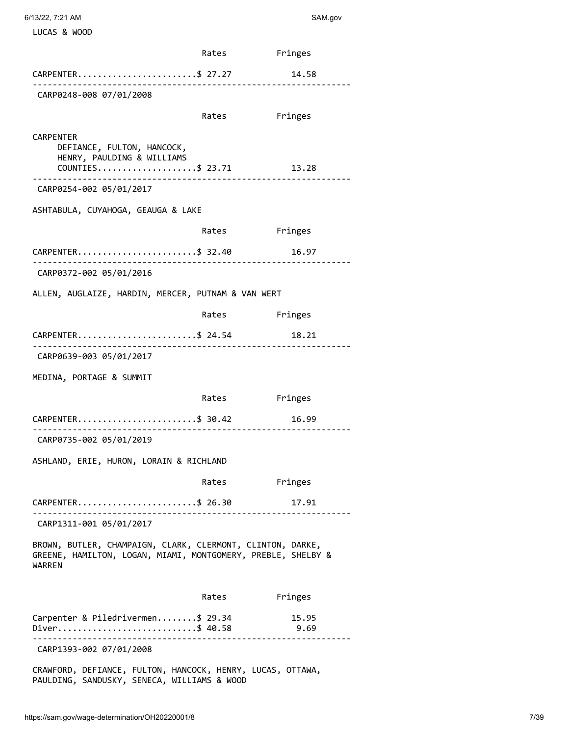LUCAS & WOOD

| | Rates | Fringes |
|---|---|---|
| CARPENTER | $ 27.27 | 14.58 |

---

CARP0248-008 07/01/2008

| | Rates | Fringes |
|---|---|---|
| CARPENTER | | |
| DEFIANCE, FULTON, HANCOCK, HENRY, PAULDING & WILLIAMS COUNTIES | $ 23.71 | 13.28 |

---

CARP0254-002 05/01/2017

ASHTABULA, CUYAHOGA, GEAUGA & LAKE

| | Rates | Fringes |
|---|---|---|
| CARPENTER | $ 32.40 | 16.97 |

---

CARP0372-002 05/01/2016

ALLEN, AUGLAIZE, HARDIN, MERCER, PUTNAM & VAN WERT

| | Rates | Fringes |
|---|---|---|
| CARPENTER | $ 24.54 | 18.21 |

---

CARP0639-003 05/01/2017

MEDINA, PORTAGE & SUMMIT

| | Rates | Fringes |
|---|---|---|
| CARPENTER | $ 30.42 | 16.99 |

---

CARP0735-002 05/01/2019

ASHLAND, ERIE, HURON, LORAIN & RICHLAND

| | Rates | Fringes |
|---|---|---|
| CARPENTER | $ 26.30 | 17.91 |

---

CARP1311-001 05/01/2017

BROWN, BUTLER, CHAMPAIGN, CLARK, CLERMONT, CLINTON, DARKE, GREENE, HAMILTON, LOGAN, MIAMI, MONTGOMERY, PREBLE, SHELBY & WARREN

| | Rates | Fringes |
|---|---|---|
| Carpenter & Piledrivermen | $ 29.34 | 15.95 |
| Diver | $ 40.58 | 9.69 |

---

CARP1393-002 07/01/2008

CRAWFORD, DEFIANCE, FULTON, HANCOCK, HENRY, LUCAS, OTTAWA, PAULDING, SANDUSKY, SENECA, WILLIAMS & WOOD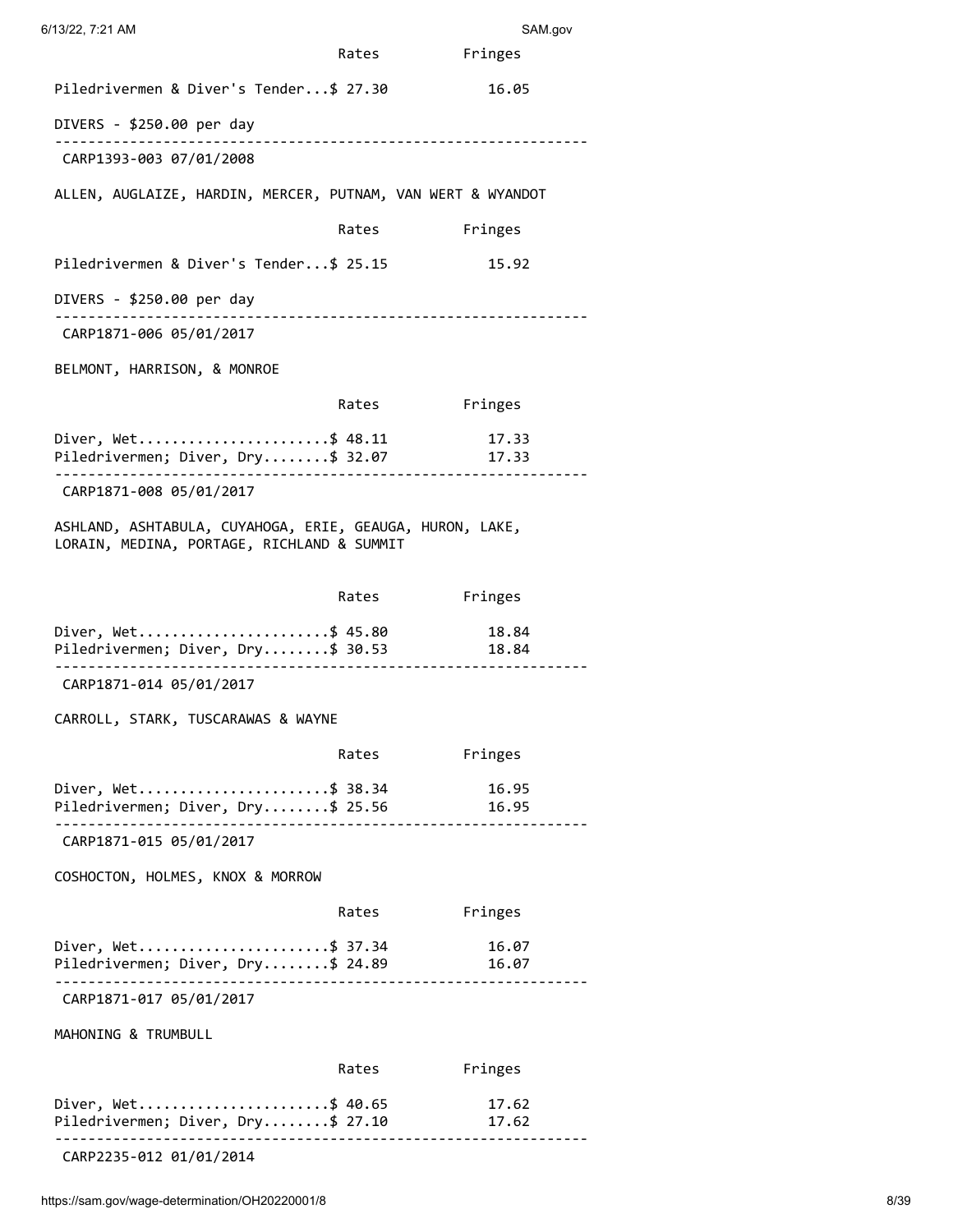| | Rates | Fringes |
|---|---|---|
| Piledrivermen & Diver's Tender...$ 27.30 | | 16.05 |

DIVERS - $250.00 per day

----------------------------------------------------------------

CARP1393-003 07/01/2008

ALLEN, AUGLAIZE, HARDIN, MERCER, PUTNAM, VAN WERT & WYANDOT

| | Rates | Fringes |
|---|---|---|
| Piledrivermen & Diver's Tender...$ 25.15 | | 15.92 |

DIVERS - $250.00 per day

----------------------------------------------------------------

CARP1871-006 05/01/2017

BELMONT, HARRISON, & MONROE

| | Rates | Fringes |
|---|---|---|
| Diver, Wet......................$ 48.11 | | 17.33 |
| Piledrivermen; Diver, Dry........$ 32.07 | | 17.33 |

----------------------------------------------------------------

CARP1871-008 05/01/2017

ASHLAND, ASHTABULA, CUYAHOGA, ERIE, GEAUGA, HURON, LAKE, LORAIN, MEDINA, PORTAGE, RICHLAND & SUMMIT

| | Rates | Fringes |
|---|---|---|
| Diver, Wet......................$ 45.80 | | 18.84 |
| Piledrivermen; Diver, Dry........$ 30.53 | | 18.84 |

----------------------------------------------------------------

CARP1871-014 05/01/2017

CARROLL, STARK, TUSCARAWAS & WAYNE

| | Rates | Fringes |
|---|---|---|
| Diver, Wet......................$ 38.34 | | 16.95 |
| Piledrivermen; Diver, Dry........$ 25.56 | | 16.95 |

----------------------------------------------------------------

CARP1871-015 05/01/2017

COSHOCTON, HOLMES, KNOX & MORROW

| | Rates | Fringes |
|---|---|---|
| Diver, Wet......................$ 37.34 | | 16.07 |
| Piledrivermen; Diver, Dry........$ 24.89 | | 16.07 |

----------------------------------------------------------------

CARP1871-017 05/01/2017

MAHONING & TRUMBULL

| | Rates | Fringes |
|---|---|---|
| Diver, Wet......................$ 40.65 | | 17.62 |
| Piledrivermen; Diver, Dry........$ 27.10 | | 17.62 |

----------------------------------------------------------------

CARP2235-012 01/01/2014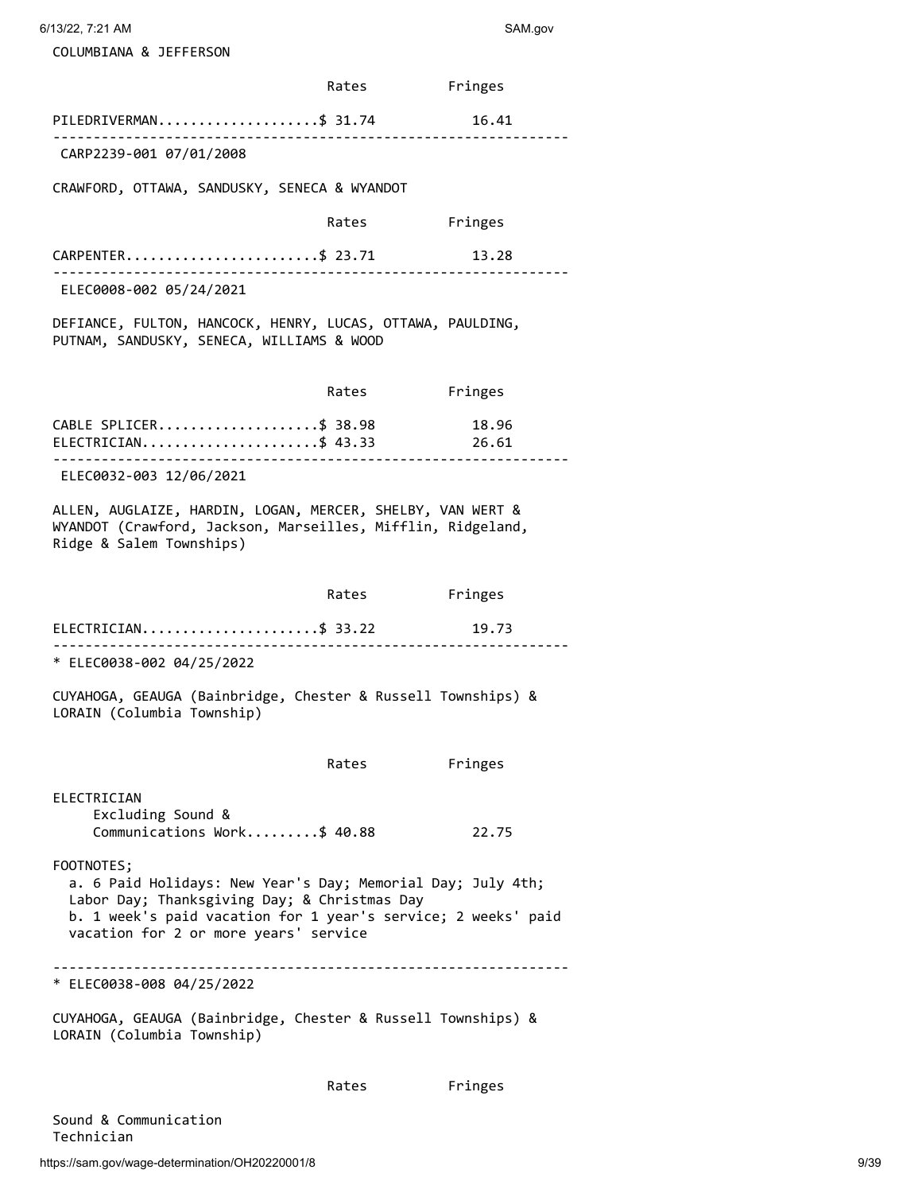COLUMBIANA & JEFFERSON

| | Rates | Fringes |
|---|---|---|
| PILEDRIVERMAN | $ 31.74 | 16.41 |

----------------------------------------------------------------

CARP2239-001 07/01/2008

CRAWFORD, OTTAWA, SANDUSKY, SENECA & WYANDOT

| | Rates | Fringes |
|---|---|---|
| CARPENTER | $ 23.71 | 13.28 |

----------------------------------------------------------------

ELEC0008-002 05/24/2021

DEFIANCE, FULTON, HANCOCK, HENRY, LUCAS, OTTAWA, PAULDING, PUTNAM, SANDUSKY, SENECA, WILLIAMS & WOOD

| | Rates | Fringes |
|---|---|---|
| CABLE SPLICER | $ 38.98 | 18.96 |
| ELECTRICIAN | $ 43.33 | 26.61 |

----------------------------------------------------------------

ELEC0032-003 12/06/2021

ALLEN, AUGLAIZE, HARDIN, LOGAN, MERCER, SHELBY, VAN WERT & WYANDOT (Crawford, Jackson, Marseilles, Mifflin, Ridgeland, Ridge & Salem Townships)

| | Rates | Fringes |
|---|---|---|
| ELECTRICIAN | $ 33.22 | 19.73 |

----------------------------------------------------------------

* ELEC0038-002 04/25/2022

CUYAHOGA, GEAUGA (Bainbridge, Chester & Russell Townships) & LORAIN (Columbia Township)

| | Rates | Fringes |
|---|---|---|
| ELECTRICIAN | | |
| Excluding Sound & Communications Work | $ 40.88 | 22.75 |

FOOTNOTES;

a. 6 Paid Holidays: New Year's Day; Memorial Day; July 4th; Labor Day; Thanksgiving Day; & Christmas Day

b. 1 week's paid vacation for 1 year's service; 2 weeks' paid vacation for 2 or more years' service

----------------------------------------------------------------

* ELEC0038-008 04/25/2022

CUYAHOGA, GEAUGA (Bainbridge, Chester & Russell Townships) & LORAIN (Columbia Township)

| | Rates | Fringes |
|---|---|---|
| Sound & Communication Technician | | |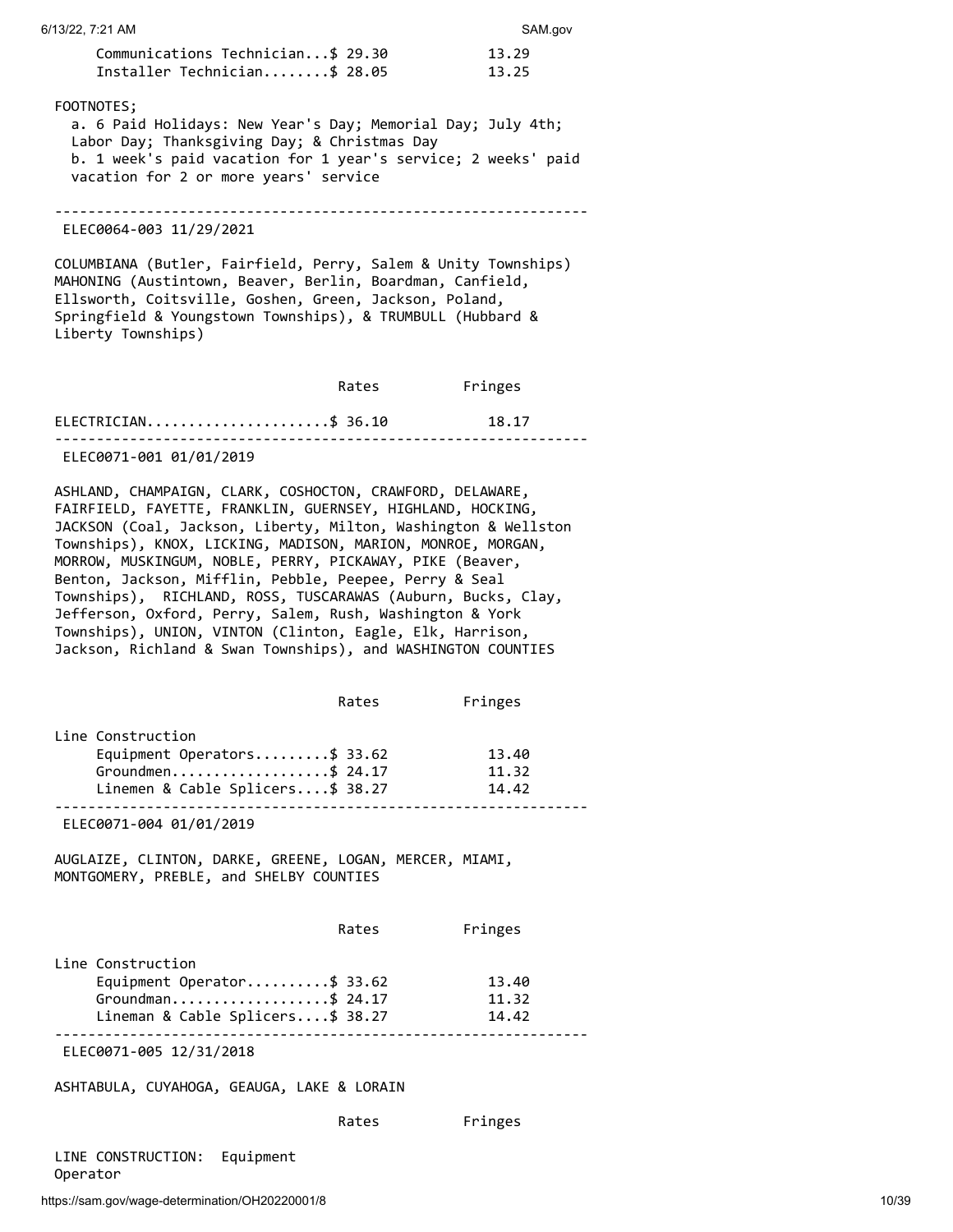| | Rates | Fringes |
|---|---|---|
| Communications Technician | $ 29.30 | 13.29 |
| Installer Technician | $ 28.05 | 13.25 |

FOOTNOTES;

a. 6 Paid Holidays: New Year's Day; Memorial Day; July 4th; Labor Day; Thanksgiving Day; & Christmas Day

b. 1 week's paid vacation for 1 year's service; 2 weeks' paid vacation for 2 or more years' service

---

ELEC0064-003 11/29/2021

COLUMBIANA (Butler, Fairfield, Perry, Salem & Unity Townships) MAHONING (Austintown, Beaver, Berlin, Boardman, Canfield, Ellsworth, Coitsville, Goshen, Green, Jackson, Poland, Springfield & Youngstown Townships), & TRUMBULL (Hubbard & Liberty Townships)

| | Rates | Fringes |
|---|---|---|
| ELECTRICIAN | $ 36.10 | 18.17 |

---

ELEC0071-001 01/01/2019

ASHLAND, CHAMPAIGN, CLARK, COSHOCTON, CRAWFORD, DELAWARE, FAIRFIELD, FAYETTE, FRANKLIN, GUERNSEY, HIGHLAND, HOCKING, JACKSON (Coal, Jackson, Liberty, Milton, Washington & Wellston Townships), KNOX, LICKING, MADISON, MARION, MONROE, MORGAN, MORROW, MUSKINGUM, NOBLE, PERRY, PICKAWAY, PIKE (Beaver, Benton, Jackson, Mifflin, Pebble, Peepee, Perry & Seal Townships), RICHLAND, ROSS, TUSCARAWAS (Auburn, Bucks, Clay, Jefferson, Oxford, Perry, Salem, Rush, Washington & York Townships), UNION, VINTON (Clinton, Eagle, Elk, Harrison, Jackson, Richland & Swan Townships), and WASHINGTON COUNTIES

| | Rates | Fringes |
|---|---|---|
| Line Construction | | |
| Equipment Operators | $ 33.62 | 13.40 |
| Groundmen | $ 24.17 | 11.32 |
| Linemen & Cable Splicers | $ 38.27 | 14.42 |

---

ELEC0071-004 01/01/2019

AUGLAIZE, CLINTON, DARKE, GREENE, LOGAN, MERCER, MIAMI, MONTGOMERY, PREBLE, and SHELBY COUNTIES

| | Rates | Fringes |
|---|---|---|
| Line Construction | | |
| Equipment Operator | $ 33.62 | 13.40 |
| Groundman | $ 24.17 | 11.32 |
| Lineman & Cable Splicers | $ 38.27 | 14.42 |

---

ELEC0071-005 12/31/2018

ASHTABULA, CUYAHOGA, GEAUGA, LAKE & LORAIN

| | Rates | Fringes |
|---|---|---|
| LINE CONSTRUCTION: Equipment Operator | | |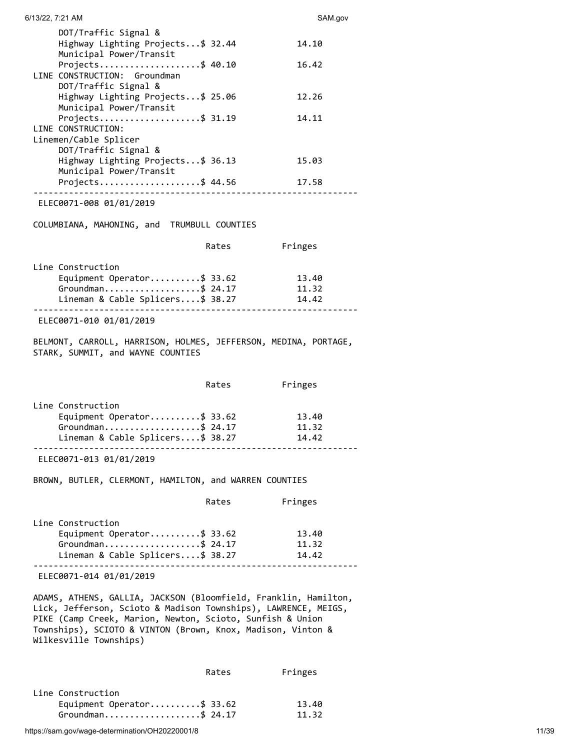| | Rates | Fringes |
|---|---|---|
| DOT/Traffic Signal & Highway Lighting Projects | $ 32.44 | 14.10 |
| Municipal Power/Transit Projects | $ 40.10 | 16.42 |
| LINE CONSTRUCTION: Groundman | | |
| DOT/Traffic Signal & Highway Lighting Projects | $ 25.06 | 12.26 |
| Municipal Power/Transit Projects | $ 31.19 | 14.11 |
| LINE CONSTRUCTION: Linemen/Cable Splicer | | |
| DOT/Traffic Signal & Highway Lighting Projects | $ 36.13 | 15.03 |
| Municipal Power/Transit Projects | $ 44.56 | 17.58 |

---

ELEC0071-008 01/01/2019

COLUMBIANA, MAHONING, and TRUMBULL COUNTIES

| | Rates | Fringes |
|---|---|---|
| Line Construction | | |
| Equipment Operator | $ 33.62 | 13.40 |
| Groundman | $ 24.17 | 11.32 |
| Lineman & Cable Splicers | $ 38.27 | 14.42 |

---

ELEC0071-010 01/01/2019

BELMONT, CARROLL, HARRISON, HOLMES, JEFFERSON, MEDINA, PORTAGE, STARK, SUMMIT, and WAYNE COUNTIES

| | Rates | Fringes |
|---|---|---|
| Line Construction | | |
| Equipment Operator | $ 33.62 | 13.40 |
| Groundman | $ 24.17 | 11.32 |
| Lineman & Cable Splicers | $ 38.27 | 14.42 |

---

ELEC0071-013 01/01/2019

BROWN, BUTLER, CLERMONT, HAMILTON, and WARREN COUNTIES

| | Rates | Fringes |
|---|---|---|
| Line Construction | | |
| Equipment Operator | $ 33.62 | 13.40 |
| Groundman | $ 24.17 | 11.32 |
| Lineman & Cable Splicers | $ 38.27 | 14.42 |

---

ELEC0071-014 01/01/2019

ADAMS, ATHENS, GALLIA, JACKSON (Bloomfield, Franklin, Hamilton, Lick, Jefferson, Scioto & Madison Townships), LAWRENCE, MEIGS, PIKE (Camp Creek, Marion, Newton, Scioto, Sunfish & Union Townships), SCIOTO & VINTON (Brown, Knox, Madison, Vinton & Wilkesville Townships)

| | Rates | Fringes |
|---|---|---|
| Line Construction | | |
| Equipment Operator | $ 33.62 | 13.40 |
| Groundman | $ 24.17 | 11.32 |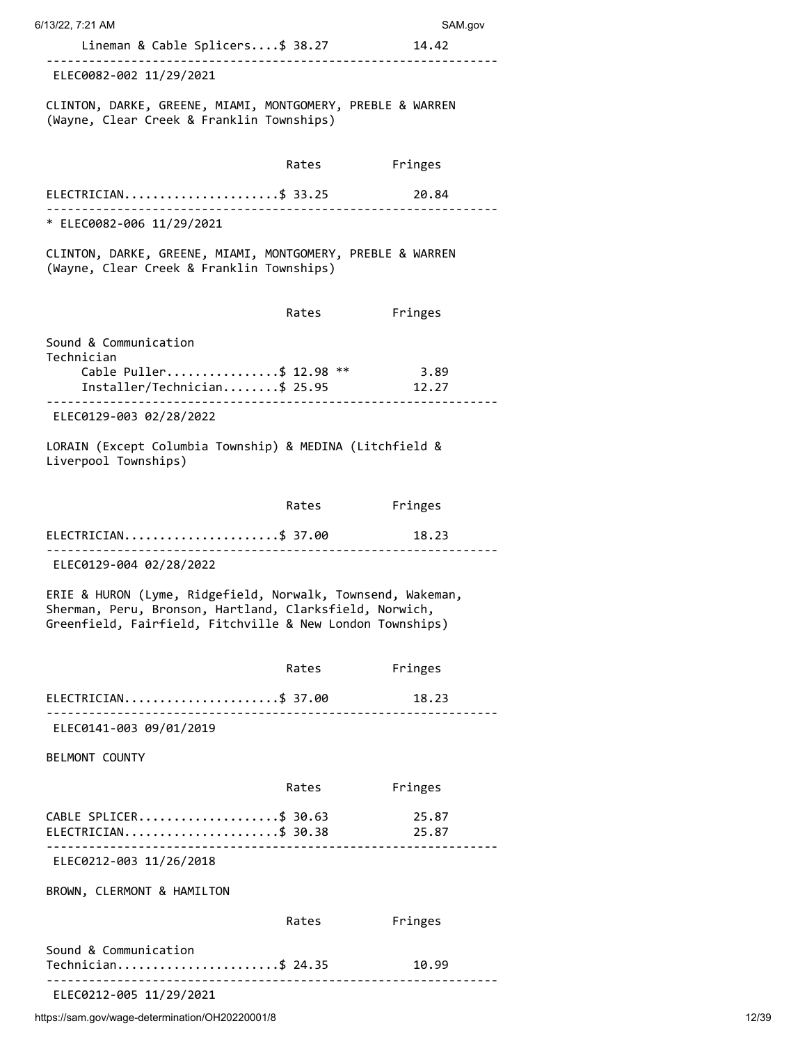| | Rates | Fringes |
|---|---|---|
| Lineman & Cable Splicers | $ 38.27 | 14.42 |

---

ELEC0082-002 11/29/2021

CLINTON, DARKE, GREENE, MIAMI, MONTGOMERY, PREBLE & WARREN (Wayne, Clear Creek & Franklin Townships)

| | Rates | Fringes |
|---|---|---|
| ELECTRICIAN | $ 33.25 | 20.84 |

---

* ELEC0082-006 11/29/2021

CLINTON, DARKE, GREENE, MIAMI, MONTGOMERY, PREBLE & WARREN (Wayne, Clear Creek & Franklin Townships)

| | Rates | Fringes |
|---|---|---|
| Sound & Communication Technician | | |
| Cable Puller | $ 12.98 ** | 3.89 |
| Installer/Technician | $ 25.95 | 12.27 |

---

ELEC0129-003 02/28/2022

LORAIN (Except Columbia Township) & MEDINA (Litchfield & Liverpool Townships)

| | Rates | Fringes |
|---|---|---|
| ELECTRICIAN | $ 37.00 | 18.23 |

---

ELEC0129-004 02/28/2022

ERIE & HURON (Lyme, Ridgefield, Norwalk, Townsend, Wakeman, Sherman, Peru, Bronson, Hartland, Clarksfield, Norwich, Greenfield, Fairfield, Fitchville & New London Townships)

| | Rates | Fringes |
|---|---|---|
| ELECTRICIAN | $ 37.00 | 18.23 |

---

ELEC0141-003 09/01/2019

BELMONT COUNTY

| | Rates | Fringes |
|---|---|---|
| CABLE SPLICER | $ 30.63 | 25.87 |
| ELECTRICIAN | $ 30.38 | 25.87 |

---

ELEC0212-003 11/26/2018

BROWN, CLERMONT & HAMILTON

| | Rates | Fringes |
|---|---|---|
| Sound & Communication Technician | $ 24.35 | 10.99 |

---

ELEC0212-005 11/29/2021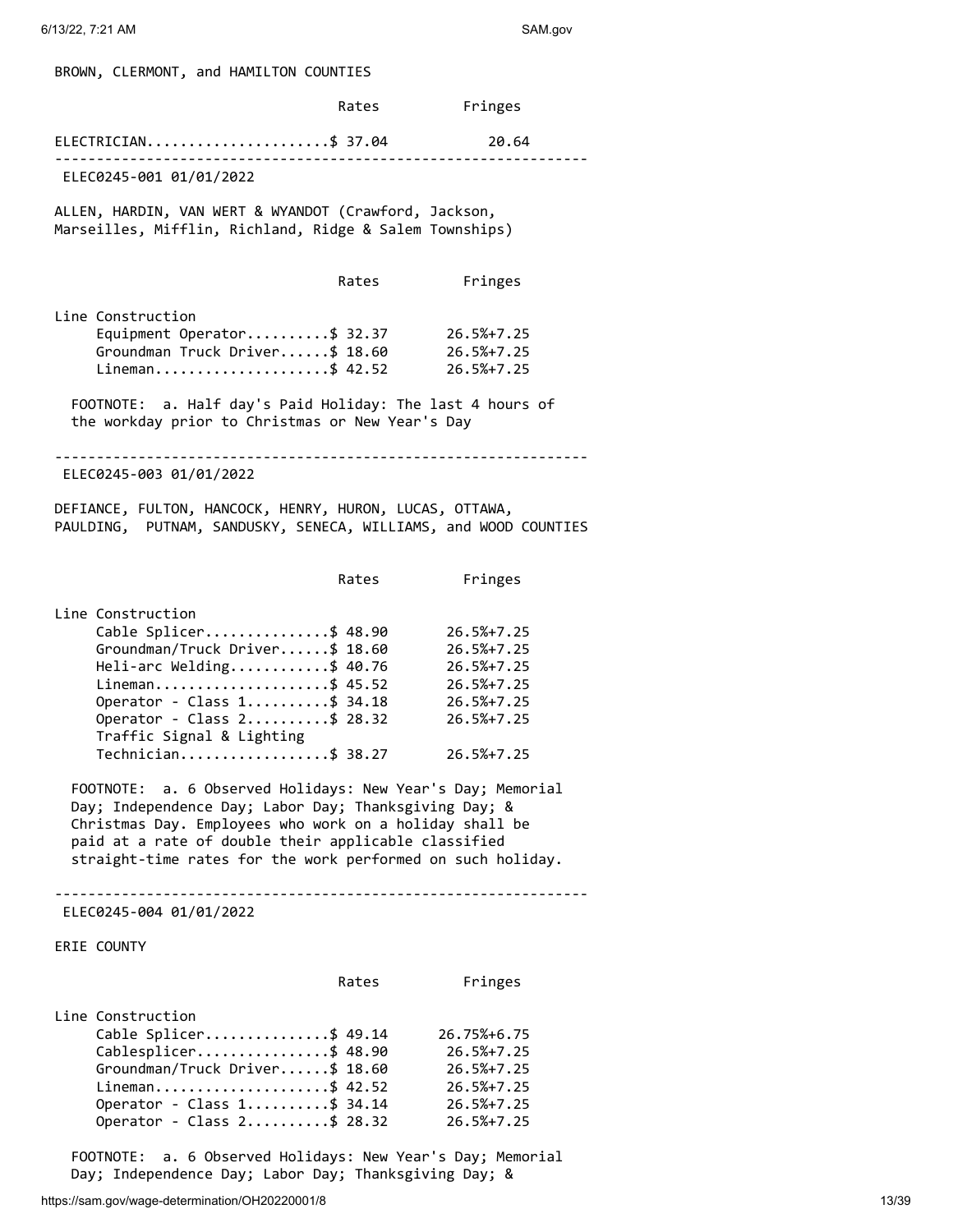BROWN, CLERMONT, and HAMILTON COUNTIES

| | Rates | Fringes |
|---|---|---|
| ELECTRICIAN | $ 37.04 | 20.64 |

---

ELEC0245-001 01/01/2022

ALLEN, HARDIN, VAN WERT & WYANDOT (Crawford, Jackson, Marseilles, Mifflin, Richland, Ridge & Salem Townships)

| | Rates | Fringes |
|---|---|---|
| Line Construction | | |
| Equipment Operator | $ 32.37 | 26.5%+7.25 |
| Groundman Truck Driver | $ 18.60 | 26.5%+7.25 |
| Lineman | $ 42.52 | 26.5%+7.25 |

FOOTNOTE: a. Half day's Paid Holiday: The last 4 hours of the workday prior to Christmas or New Year's Day

---

ELEC0245-003 01/01/2022

DEFIANCE, FULTON, HANCOCK, HENRY, HURON, LUCAS, OTTAWA, PAULDING, PUTNAM, SANDUSKY, SENECA, WILLIAMS, and WOOD COUNTIES

| | Rates | Fringes |
|---|---|---|
| Line Construction | | |
| Cable Splicer | $ 48.90 | 26.5%+7.25 |
| Groundman/Truck Driver | $ 18.60 | 26.5%+7.25 |
| Heli-arc Welding | $ 40.76 | 26.5%+7.25 |
| Lineman | $ 45.52 | 26.5%+7.25 |
| Operator - Class 1 | $ 34.18 | 26.5%+7.25 |
| Operator - Class 2 | $ 28.32 | 26.5%+7.25 |
| Traffic Signal & Lighting Technician | $ 38.27 | 26.5%+7.25 |

FOOTNOTE: a. 6 Observed Holidays: New Year's Day; Memorial Day; Independence Day; Labor Day; Thanksgiving Day; & Christmas Day. Employees who work on a holiday shall be paid at a rate of double their applicable classified straight-time rates for the work performed on such holiday.

---

ELEC0245-004 01/01/2022

ERIE COUNTY

| | Rates | Fringes |
|---|---|---|
| Line Construction | | |
| Cable Splicer | $ 49.14 | 26.75%+6.75 |
| Cablesplicer | $ 48.90 | 26.5%+7.25 |
| Groundman/Truck Driver | $ 18.60 | 26.5%+7.25 |
| Lineman | $ 42.52 | 26.5%+7.25 |
| Operator - Class 1 | $ 34.14 | 26.5%+7.25 |
| Operator - Class 2 | $ 28.32 | 26.5%+7.25 |

FOOTNOTE: a. 6 Observed Holidays: New Year's Day; Memorial Day; Independence Day; Labor Day; Thanksgiving Day; &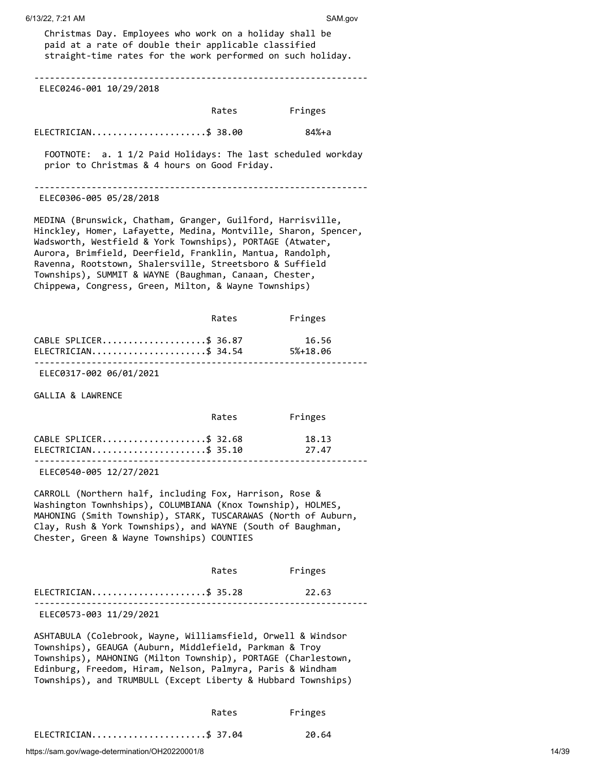Christmas Day. Employees who work on a holiday shall be paid at a rate of double their applicable classified straight-time rates for the work performed on such holiday.

---

ELEC0246-001 10/29/2018

| | Rates | Fringes |
|---|---|---|
| ELECTRICIAN | $ 38.00 | 84%+a |

FOOTNOTE: a. 1 1/2 Paid Holidays: The last scheduled workday prior to Christmas & 4 hours on Good Friday.

---

ELEC0306-005 05/28/2018

MEDINA (Brunswick, Chatham, Granger, Guilford, Harrisville, Hinckley, Homer, Lafayette, Medina, Montville, Sharon, Spencer, Wadsworth, Westfield & York Townships), PORTAGE (Atwater, Aurora, Brimfield, Deerfield, Franklin, Mantua, Randolph, Ravenna, Rootstown, Shalersville, Streetsboro & Suffield Townships), SUMMIT & WAYNE (Baughman, Canaan, Chester, Chippewa, Congress, Green, Milton, & Wayne Townships)

| | Rates | Fringes |
|---|---|---|
| CABLE SPLICER | $ 36.87 | 16.56 |
| ELECTRICIAN | $ 34.54 | 5%+18.06 |

---

ELEC0317-002 06/01/2021

GALLIA & LAWRENCE

| | Rates | Fringes |
|---|---|---|
| CABLE SPLICER | $ 32.68 | 18.13 |
| ELECTRICIAN | $ 35.10 | 27.47 |

---

ELEC0540-005 12/27/2021

CARROLL (Northern half, including Fox, Harrison, Rose & Washington Townhships), COLUMBIANA (Knox Township), HOLMES, MAHONING (Smith Township), STARK, TUSCARAWAS (North of Auburn, Clay, Rush & York Townships), and WAYNE (South of Baughman, Chester, Green & Wayne Townships) COUNTIES

| | Rates | Fringes |
|---|---|---|
| ELECTRICIAN | $ 35.28 | 22.63 |

---

ELEC0573-003 11/29/2021

ASHTABULA (Colebrook, Wayne, Williamsfield, Orwell & Windsor Townships), GEAUGA (Auburn, Middlefield, Parkman & Troy Townships), MAHONING (Milton Township), PORTAGE (Charlestown, Edinburg, Freedom, Hiram, Nelson, Palmyra, Paris & Windham Townships), and TRUMBULL (Except Liberty & Hubbard Townships)

| | Rates | Fringes |
|---|---|---|
| ELECTRICIAN | $ 37.04 | 20.64 |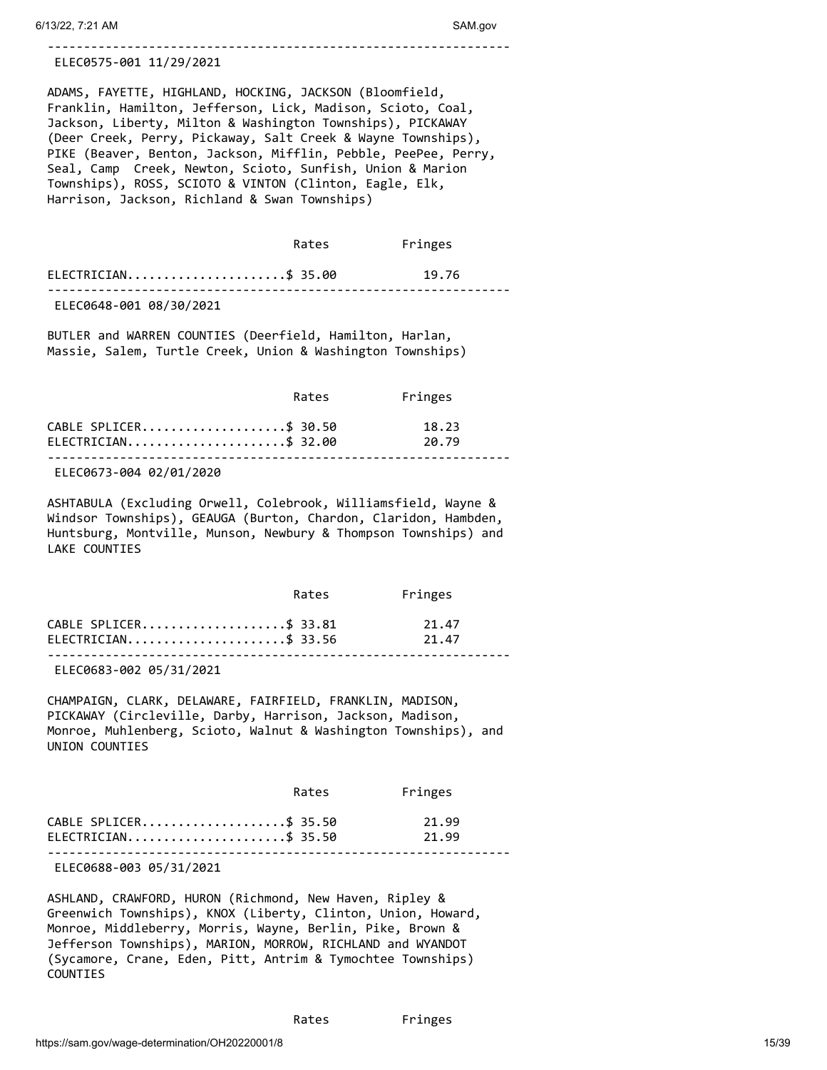---

ELEC0575-001 11/29/2021

ADAMS, FAYETTE, HIGHLAND, HOCKING, JACKSON (Bloomfield, Franklin, Hamilton, Jefferson, Lick, Madison, Scioto, Coal, Jackson, Liberty, Milton & Washington Townships), PICKAWAY (Deer Creek, Perry, Pickaway, Salt Creek & Wayne Townships), PIKE (Beaver, Benton, Jackson, Mifflin, Pebble, PeePee, Perry, Seal, Camp Creek, Newton, Scioto, Sunfish, Union & Marion Townships), ROSS, SCIOTO & VINTON (Clinton, Eagle, Elk, Harrison, Jackson, Richland & Swan Townships)

| | Rates | Fringes |
|---|---|---|
| ELECTRICIAN | $ 35.00 | 19.76 |

---

ELEC0648-001 08/30/2021

BUTLER and WARREN COUNTIES (Deerfield, Hamilton, Harlan, Massie, Salem, Turtle Creek, Union & Washington Townships)

| | Rates | Fringes |
|---|---|---|
| CABLE SPLICER | $ 30.50 | 18.23 |
| ELECTRICIAN | $ 32.00 | 20.79 |

---

ELEC0673-004 02/01/2020

ASHTABULA (Excluding Orwell, Colebrook, Williamsfield, Wayne & Windsor Townships), GEAUGA (Burton, Chardon, Claridon, Hambden, Huntsburg, Montville, Munson, Newbury & Thompson Townships) and LAKE COUNTIES

| | Rates | Fringes |
|---|---|---|
| CABLE SPLICER | $ 33.81 | 21.47 |
| ELECTRICIAN | $ 33.56 | 21.47 |

---

ELEC0683-002 05/31/2021

CHAMPAIGN, CLARK, DELAWARE, FAIRFIELD, FRANKLIN, MADISON, PICKAWAY (Circleville, Darby, Harrison, Jackson, Madison, Monroe, Muhlenberg, Scioto, Walnut & Washington Townships), and UNION COUNTIES

| | Rates | Fringes |
|---|---|---|
| CABLE SPLICER | $ 35.50 | 21.99 |
| ELECTRICIAN | $ 35.50 | 21.99 |

---

ELEC0688-003 05/31/2021

ASHLAND, CRAWFORD, HURON (Richmond, New Haven, Ripley & Greenwich Townships), KNOX (Liberty, Clinton, Union, Howard, Monroe, Middleberry, Morris, Wayne, Berlin, Pike, Brown & Jefferson Townships), MARION, MORROW, RICHLAND and WYANDOT (Sycamore, Crane, Eden, Pitt, Antrim & Tymochtee Townships) COUNTIES

| | Rates | Fringes |
|---|---|---|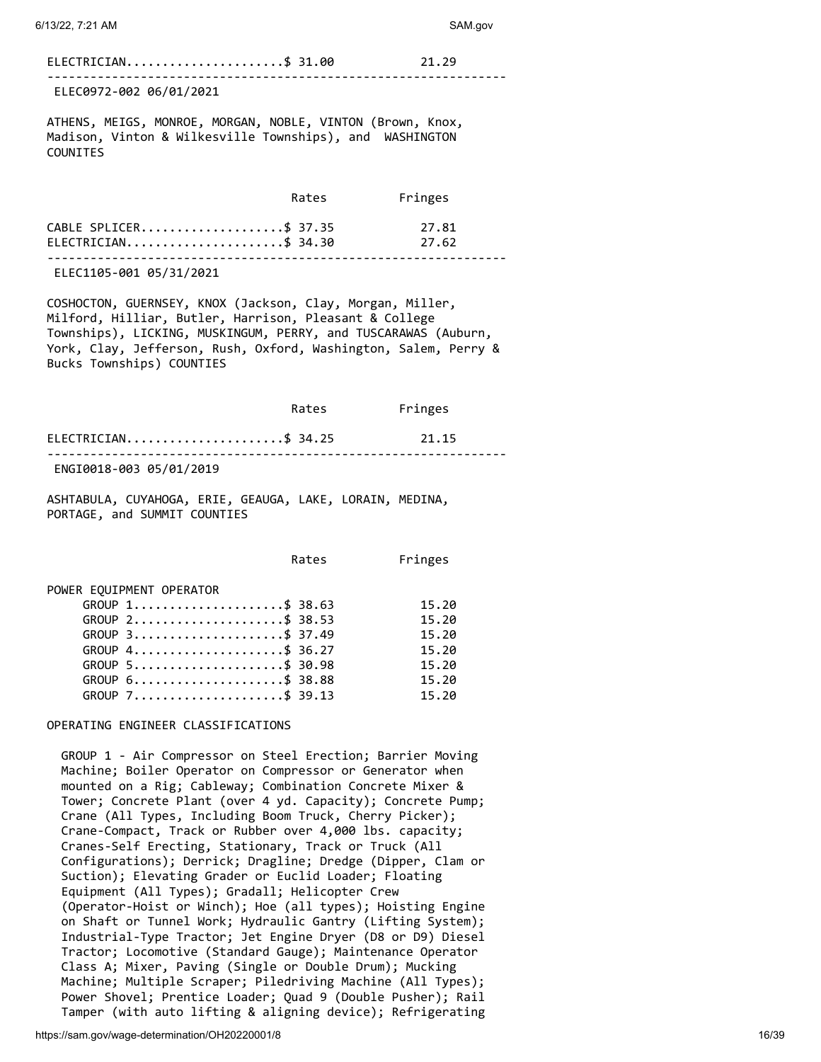| | Rates | Fringes |
|---|---|---|
| ELECTRICIAN | $ 31.00 | 21.29 |

---

ELEC0972-002 06/01/2021

ATHENS, MEIGS, MONROE, MORGAN, NOBLE, VINTON (Brown, Knox, Madison, Vinton & Wilkesville Townships), and WASHINGTON COUNITES

| | Rates | Fringes |
|---|---|---|
| CABLE SPLICER | $ 37.35 | 27.81 |
| ELECTRICIAN | $ 34.30 | 27.62 |

---

ELEC1105-001 05/31/2021

COSHOCTON, GUERNSEY, KNOX (Jackson, Clay, Morgan, Miller, Milford, Hilliar, Butler, Harrison, Pleasant & College Townships), LICKING, MUSKINGUM, PERRY, and TUSCARAWAS (Auburn, York, Clay, Jefferson, Rush, Oxford, Washington, Salem, Perry & Bucks Townships) COUNTIES

| | Rates | Fringes |
|---|---|---|
| ELECTRICIAN | $ 34.25 | 21.15 |

---

ENGI0018-003 05/01/2019

ASHTABULA, CUYAHOGA, ERIE, GEAUGA, LAKE, LORAIN, MEDINA, PORTAGE, and SUMMIT COUNTIES

| | Rates | Fringes |
|---|---|---|
| POWER EQUIPMENT OPERATOR | | |
| GROUP 1 | $ 38.63 | 15.20 |
| GROUP 2 | $ 38.53 | 15.20 |
| GROUP 3 | $ 37.49 | 15.20 |
| GROUP 4 | $ 36.27 | 15.20 |
| GROUP 5 | $ 30.98 | 15.20 |
| GROUP 6 | $ 38.88 | 15.20 |
| GROUP 7 | $ 39.13 | 15.20 |

OPERATING ENGINEER CLASSIFICATIONS

GROUP 1 - Air Compressor on Steel Erection; Barrier Moving Machine; Boiler Operator on Compressor or Generator when mounted on a Rig; Cableway; Combination Concrete Mixer & Tower; Concrete Plant (over 4 yd. Capacity); Concrete Pump; Crane (All Types, Including Boom Truck, Cherry Picker); Crane-Compact, Track or Rubber over 4,000 lbs. capacity; Cranes-Self Erecting, Stationary, Track or Truck (All Configurations); Derrick; Dragline; Dredge (Dipper, Clam or Suction); Elevating Grader or Euclid Loader; Floating Equipment (All Types); Gradall; Helicopter Crew (Operator-Hoist or Winch); Hoe (all types); Hoisting Engine on Shaft or Tunnel Work; Hydraulic Gantry (Lifting System); Industrial-Type Tractor; Jet Engine Dryer (D8 or D9) Diesel Tractor; Locomotive (Standard Gauge); Maintenance Operator Class A; Mixer, Paving (Single or Double Drum); Mucking Machine; Multiple Scraper; Piledriving Machine (All Types); Power Shovel; Prentice Loader; Quad 9 (Double Pusher); Rail Tamper (with auto lifting & aligning device); Refrigerating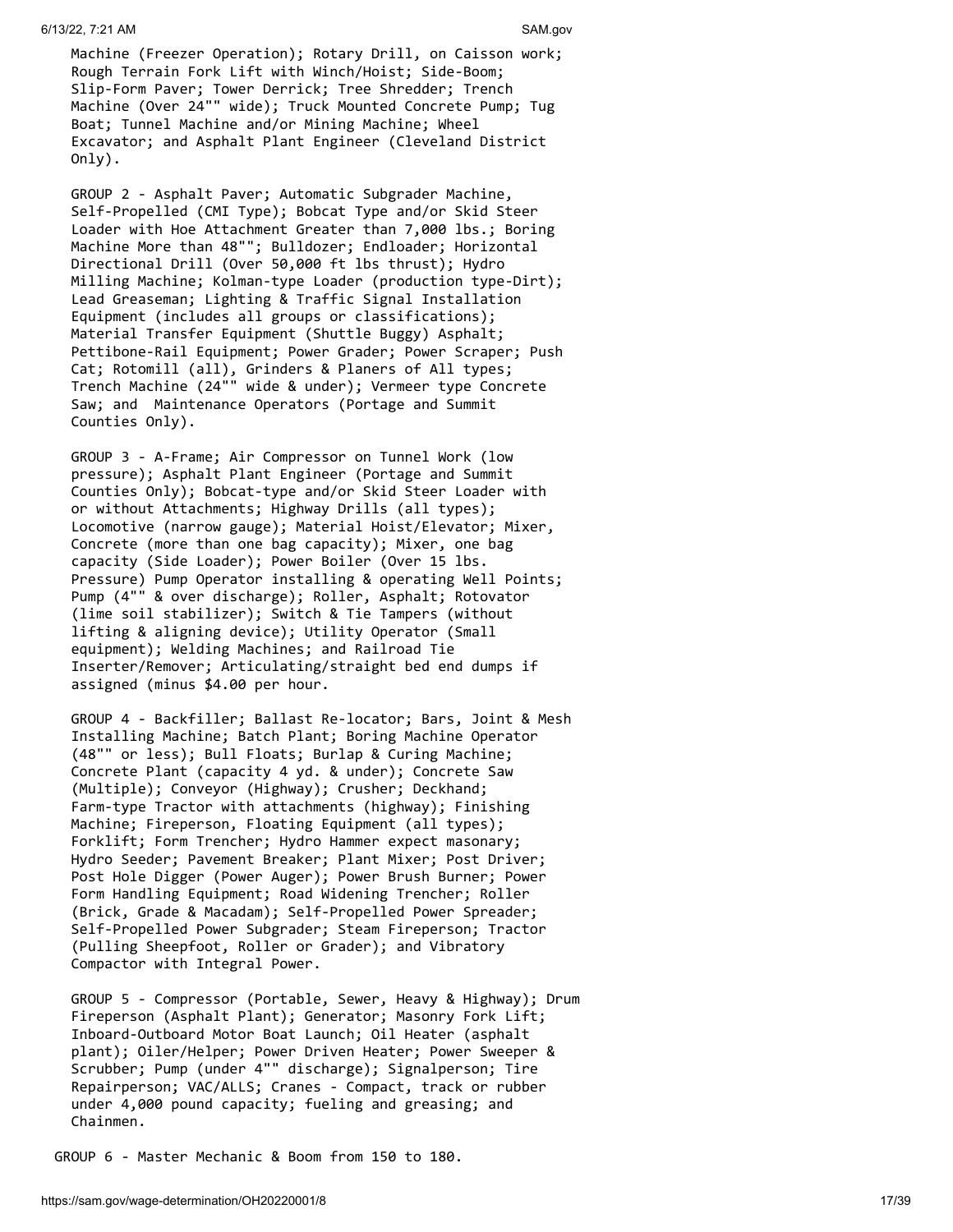Machine (Freezer Operation); Rotary Drill, on Caisson work; Rough Terrain Fork Lift with Winch/Hoist; Side-Boom; Slip-Form Paver; Tower Derrick; Tree Shredder; Trench Machine (Over 24"" wide); Truck Mounted Concrete Pump; Tug Boat; Tunnel Machine and/or Mining Machine; Wheel Excavator; and Asphalt Plant Engineer (Cleveland District Only).

GROUP 2 - Asphalt Paver; Automatic Subgrader Machine, Self-Propelled (CMI Type); Bobcat Type and/or Skid Steer Loader with Hoe Attachment Greater than 7,000 lbs.; Boring Machine More than 48""; Bulldozer; Endloader; Horizontal Directional Drill (Over 50,000 ft lbs thrust); Hydro Milling Machine; Kolman-type Loader (production type-Dirt); Lead Greaseman; Lighting & Traffic Signal Installation Equipment (includes all groups or classifications); Material Transfer Equipment (Shuttle Buggy) Asphalt; Pettibone-Rail Equipment; Power Grader; Power Scraper; Push Cat; Rotomill (all), Grinders & Planers of All types; Trench Machine (24"" wide & under); Vermeer type Concrete Saw; and Maintenance Operators (Portage and Summit Counties Only).

GROUP 3 - A-Frame; Air Compressor on Tunnel Work (low pressure); Asphalt Plant Engineer (Portage and Summit Counties Only); Bobcat-type and/or Skid Steer Loader with or without Attachments; Highway Drills (all types); Locomotive (narrow gauge); Material Hoist/Elevator; Mixer, Concrete (more than one bag capacity); Mixer, one bag capacity (Side Loader); Power Boiler (Over 15 lbs. Pressure) Pump Operator installing & operating Well Points; Pump (4"" & over discharge); Roller, Asphalt; Rotovator (lime soil stabilizer); Switch & Tie Tampers (without lifting & aligning device); Utility Operator (Small equipment); Welding Machines; and Railroad Tie Inserter/Remover; Articulating/straight bed end dumps if assigned (minus $4.00 per hour.

GROUP 4 - Backfiller; Ballast Re-locator; Bars, Joint & Mesh Installing Machine; Batch Plant; Boring Machine Operator (48"" or less); Bull Floats; Burlap & Curing Machine; Concrete Plant (capacity 4 yd. & under); Concrete Saw (Multiple); Conveyor (Highway); Crusher; Deckhand; Farm-type Tractor with attachments (highway); Finishing Machine; Fireperson, Floating Equipment (all types); Forklift; Form Trencher; Hydro Hammer expect masonary; Hydro Seeder; Pavement Breaker; Plant Mixer; Post Driver; Post Hole Digger (Power Auger); Power Brush Burner; Power Form Handling Equipment; Road Widening Trencher; Roller (Brick, Grade & Macadam); Self-Propelled Power Spreader; Self-Propelled Power Subgrader; Steam Fireperson; Tractor (Pulling Sheepfoot, Roller or Grader); and Vibratory Compactor with Integral Power.

GROUP 5 - Compressor (Portable, Sewer, Heavy & Highway); Drum Fireperson (Asphalt Plant); Generator; Masonry Fork Lift; Inboard-Outboard Motor Boat Launch; Oil Heater (asphalt plant); Oiler/Helper; Power Driven Heater; Power Sweeper & Scrubber; Pump (under 4"" discharge); Signalperson; Tire Repairperson; VAC/ALLS; Cranes - Compact, track or rubber under 4,000 pound capacity; fueling and greasing; and Chainmen.

GROUP 6 - Master Mechanic & Boom from 150 to 180.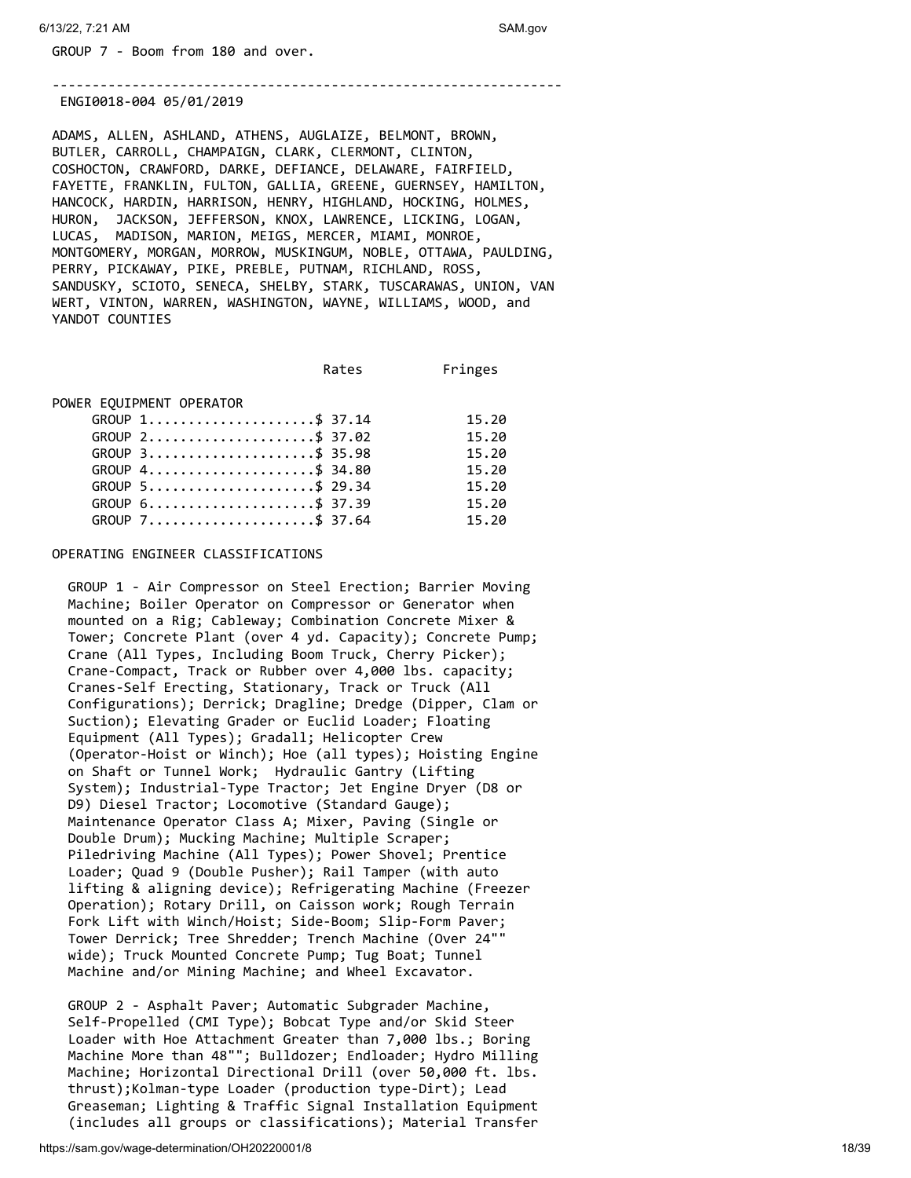GROUP 7 - Boom from 180 and over.

----------------------------------------------------------------

ENGI0018-004 05/01/2019

ADAMS, ALLEN, ASHLAND, ATHENS, AUGLAIZE, BELMONT, BROWN, BUTLER, CARROLL, CHAMPAIGN, CLARK, CLERMONT, CLINTON, COSHOCTON, CRAWFORD, DARKE, DEFIANCE, DELAWARE, FAIRFIELD, FAYETTE, FRANKLIN, FULTON, GALLIA, GREENE, GUERNSEY, HAMILTON, HANCOCK, HARDIN, HARRISON, HENRY, HIGHLAND, HOCKING, HOLMES, HURON, JACKSON, JEFFERSON, KNOX, LAWRENCE, LICKING, LOGAN, LUCAS, MADISON, MARION, MEIGS, MERCER, MIAMI, MONROE, MONTGOMERY, MORGAN, MORROW, MUSKINGUM, NOBLE, OTTAWA, PAULDING, PERRY, PICKAWAY, PIKE, PREBLE, PUTNAM, RICHLAND, ROSS, SANDUSKY, SCIOTO, SENECA, SHELBY, STARK, TUSCARAWAS, UNION, VAN WERT, VINTON, WARREN, WASHINGTON, WAYNE, WILLIAMS, WOOD, and YANDOT COUNTIES

| | Rates | Fringes |
|---|---|---|
| POWER EQUIPMENT OPERATOR | | |
| GROUP 1 | $ 37.14 | 15.20 |
| GROUP 2 | $ 37.02 | 15.20 |
| GROUP 3 | $ 35.98 | 15.20 |
| GROUP 4 | $ 34.80 | 15.20 |
| GROUP 5 | $ 29.34 | 15.20 |
| GROUP 6 | $ 37.39 | 15.20 |
| GROUP 7 | $ 37.64 | 15.20 |

OPERATING ENGINEER CLASSIFICATIONS

GROUP 1 - Air Compressor on Steel Erection; Barrier Moving Machine; Boiler Operator on Compressor or Generator when mounted on a Rig; Cableway; Combination Concrete Mixer & Tower; Concrete Plant (over 4 yd. Capacity); Concrete Pump; Crane (All Types, Including Boom Truck, Cherry Picker); Crane-Compact, Track or Rubber over 4,000 lbs. capacity; Cranes-Self Erecting, Stationary, Track or Truck (All Configurations); Derrick; Dragline; Dredge (Dipper, Clam or Suction); Elevating Grader or Euclid Loader; Floating Equipment (All Types); Gradall; Helicopter Crew (Operator-Hoist or Winch); Hoe (all types); Hoisting Engine on Shaft or Tunnel Work; Hydraulic Gantry (Lifting System); Industrial-Type Tractor; Jet Engine Dryer (D8 or D9) Diesel Tractor; Locomotive (Standard Gauge); Maintenance Operator Class A; Mixer, Paving (Single or Double Drum); Mucking Machine; Multiple Scraper; Piledriving Machine (All Types); Power Shovel; Prentice Loader; Quad 9 (Double Pusher); Rail Tamper (with auto lifting & aligning device); Refrigerating Machine (Freezer Operation); Rotary Drill, on Caisson work; Rough Terrain Fork Lift with Winch/Hoist; Side-Boom; Slip-Form Paver; Tower Derrick; Tree Shredder; Trench Machine (Over 24"" wide); Truck Mounted Concrete Pump; Tug Boat; Tunnel Machine and/or Mining Machine; and Wheel Excavator.

GROUP 2 - Asphalt Paver; Automatic Subgrader Machine, Self-Propelled (CMI Type); Bobcat Type and/or Skid Steer Loader with Hoe Attachment Greater than 7,000 lbs.; Boring Machine More than 48""; Bulldozer; Endloader; Hydro Milling Machine; Horizontal Directional Drill (over 50,000 ft. lbs. thrust);Kolman-type Loader (production type-Dirt); Lead Greaseman; Lighting & Traffic Signal Installation Equipment (includes all groups or classifications); Material Transfer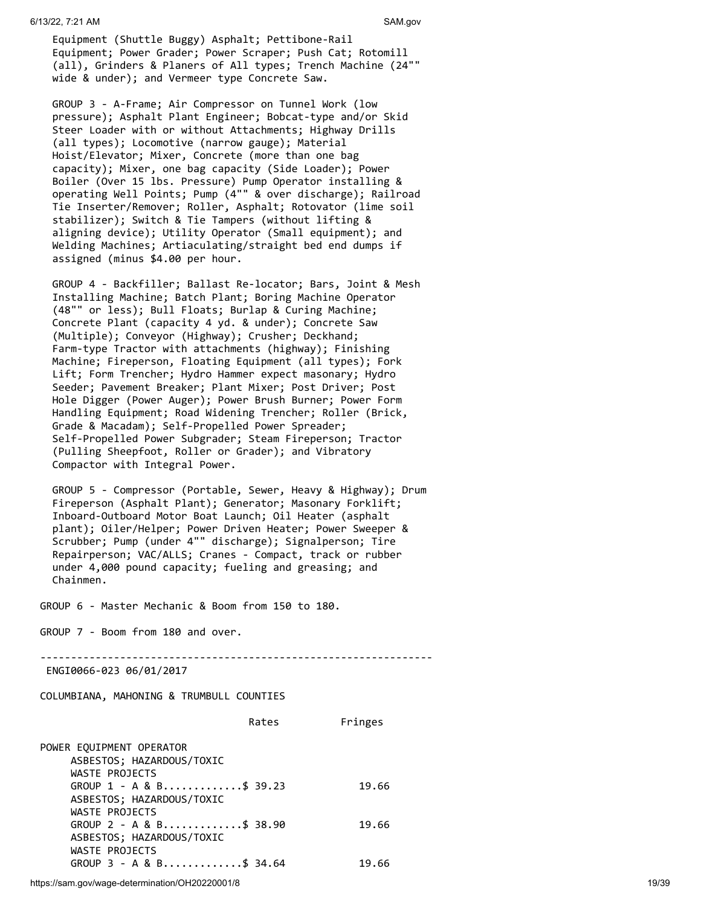Equipment (Shuttle Buggy) Asphalt; Pettibone-Rail Equipment; Power Grader; Power Scraper; Push Cat; Rotomill (all), Grinders & Planers of All types; Trench Machine (24"" wide & under); and Vermeer type Concrete Saw.

GROUP 3 - A-Frame; Air Compressor on Tunnel Work (low pressure); Asphalt Plant Engineer; Bobcat-type and/or Skid Steer Loader with or without Attachments; Highway Drills (all types); Locomotive (narrow gauge); Material Hoist/Elevator; Mixer, Concrete (more than one bag capacity); Mixer, one bag capacity (Side Loader); Power Boiler (Over 15 lbs. Pressure) Pump Operator installing & operating Well Points; Pump (4"" & over discharge); Railroad Tie Inserter/Remover; Roller, Asphalt; Rotovator (lime soil stabilizer); Switch & Tie Tampers (without lifting & aligning device); Utility Operator (Small equipment); and Welding Machines; Artiaculating/straight bed end dumps if assigned (minus $4.00 per hour.

GROUP 4 - Backfiller; Ballast Re-locator; Bars, Joint & Mesh Installing Machine; Batch Plant; Boring Machine Operator (48"" or less); Bull Floats; Burlap & Curing Machine; Concrete Plant (capacity 4 yd. & under); Concrete Saw (Multiple); Conveyor (Highway); Crusher; Deckhand; Farm-type Tractor with attachments (highway); Finishing Machine; Fireperson, Floating Equipment (all types); Fork Lift; Form Trencher; Hydro Hammer expect masonary; Hydro Seeder; Pavement Breaker; Plant Mixer; Post Driver; Post Hole Digger (Power Auger); Power Brush Burner; Power Form Handling Equipment; Road Widening Trencher; Roller (Brick, Grade & Macadam); Self-Propelled Power Spreader; Self-Propelled Power Subgrader; Steam Fireperson; Tractor (Pulling Sheepfoot, Roller or Grader); and Vibratory Compactor with Integral Power.

GROUP 5 - Compressor (Portable, Sewer, Heavy & Highway); Drum Fireperson (Asphalt Plant); Generator; Masonary Forklift; Inboard-Outboard Motor Boat Launch; Oil Heater (asphalt plant); Oiler/Helper; Power Driven Heater; Power Sweeper & Scrubber; Pump (under 4"" discharge); Signalperson; Tire Repairperson; VAC/ALLS; Cranes - Compact, track or rubber under 4,000 pound capacity; fueling and greasing; and Chainmen.

GROUP 6 - Master Mechanic & Boom from 150 to 180.

GROUP 7 - Boom from 180 and over.

---

ENGI0066-023 06/01/2017

COLUMBIANA, MAHONING & TRUMBULL COUNTIES

| | Rates | Fringes |
|---|---|---|
| POWER EQUIPMENT OPERATOR | | |
| ASBESTOS; HAZARDOUS/TOXIC WASTE PROJECTS GROUP 1 - A & B | $ 39.23 | 19.66 |
| ASBESTOS; HAZARDOUS/TOXIC WASTE PROJECTS GROUP 2 - A & B | $ 38.90 | 19.66 |
| ASBESTOS; HAZARDOUS/TOXIC WASTE PROJECTS GROUP 3 - A & B | $ 34.64 | 19.66 |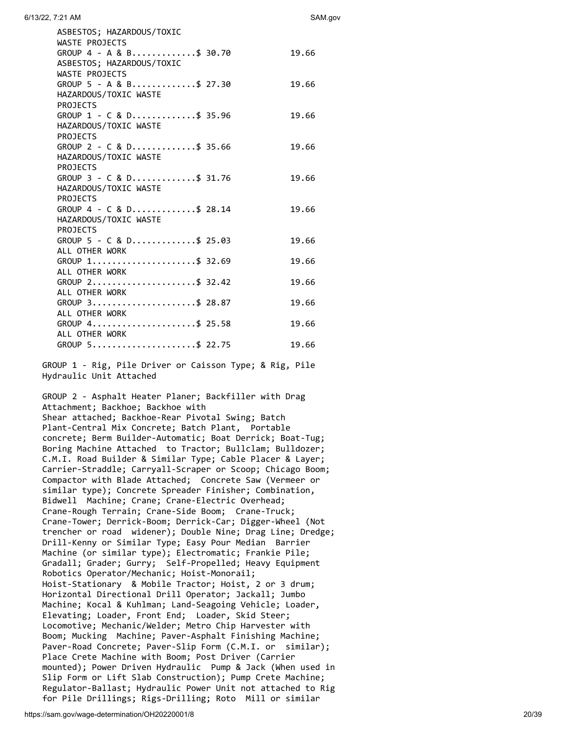```
    ASBESTOS; HAZARDOUS/TOXIC
    WASTE PROJECTS
    GROUP 4 - A & B.............$ 30.70          19.66
    ASBESTOS; HAZARDOUS/TOXIC
    WASTE PROJECTS
    GROUP 5 - A & B.............$ 27.30          19.66
    HAZARDOUS/TOXIC WASTE
    PROJECTS
    GROUP 1 - C & D.............$ 35.96          19.66
    HAZARDOUS/TOXIC WASTE
    PROJECTS
    GROUP 2 - C & D.............$ 35.66          19.66
    HAZARDOUS/TOXIC WASTE
    PROJECTS
    GROUP 3 - C & D.............$ 31.76          19.66
    HAZARDOUS/TOXIC WASTE
    PROJECTS
    GROUP 4 - C & D.............$ 28.14          19.66
    HAZARDOUS/TOXIC WASTE
    PROJECTS
    GROUP 5 - C & D.............$ 25.03          19.66
    ALL OTHER WORK
    GROUP 1.....................$ 32.69          19.66
    ALL OTHER WORK
    GROUP 2.....................$ 32.42          19.66
    ALL OTHER WORK
    GROUP 3.....................$ 28.87          19.66
    ALL OTHER WORK
    GROUP 4.....................$ 25.58          19.66
    ALL OTHER WORK
    GROUP 5.....................$ 22.75          19.66
```

GROUP 1 - Rig, Pile Driver or Caisson Type; & Rig, Pile Hydraulic Unit Attached

GROUP 2 - Asphalt Heater Planer; Backfiller with Drag Attachment; Backhoe; Backhoe with Shear attached; Backhoe-Rear Pivotal Swing; Batch Plant-Central Mix Concrete; Batch Plant, Portable concrete; Berm Builder-Automatic; Boat Derrick; Boat-Tug; Boring Machine Attached to Tractor; Bullclam; Bulldozer; C.M.I. Road Builder & Similar Type; Cable Placer & Layer; Carrier-Straddle; Carryall-Scraper or Scoop; Chicago Boom; Compactor with Blade Attached; Concrete Saw (Vermeer or similar type); Concrete Spreader Finisher; Combination, Bidwell Machine; Crane; Crane-Electric Overhead; Crane-Rough Terrain; Crane-Side Boom; Crane-Truck; Crane-Tower; Derrick-Boom; Derrick-Car; Digger-Wheel (Not trencher or road widener); Double Nine; Drag Line; Dredge; Drill-Kenny or Similar Type; Easy Pour Median Barrier Machine (or similar type); Electromatic; Frankie Pile; Gradall; Grader; Gurry; Self-Propelled; Heavy Equipment Robotics Operator/Mechanic; Hoist-Monorail; Hoist-Stationary & Mobile Tractor; Hoist, 2 or 3 drum; Horizontal Directional Drill Operator; Jackall; Jumbo Machine; Kocal & Kuhlman; Land-Seagoing Vehicle; Loader, Elevating; Loader, Front End; Loader, Skid Steer; Locomotive; Mechanic/Welder; Metro Chip Harvester with Boom; Mucking Machine; Paver-Asphalt Finishing Machine; Paver-Road Concrete; Paver-Slip Form (C.M.I. or similar); Place Crete Machine with Boom; Post Driver (Carrier mounted); Power Driven Hydraulic Pump & Jack (When used in Slip Form or Lift Slab Construction); Pump Crete Machine; Regulator-Ballast; Hydraulic Power Unit not attached to Rig for Pile Drillings; Rigs-Drilling; Roto Mill or similar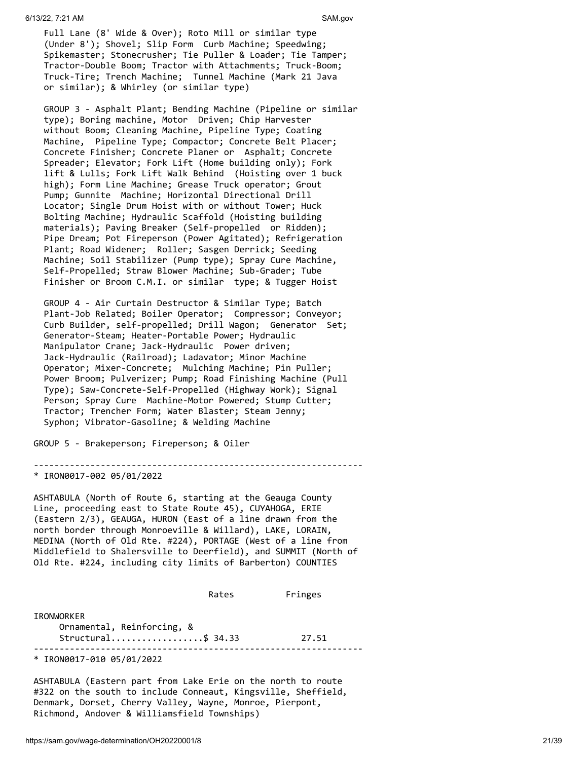Full Lane (8' Wide & Over); Roto Mill or similar type (Under 8'); Shovel; Slip Form Curb Machine; Speedwing; Spikemaster; Stonecrusher; Tie Puller & Loader; Tie Tamper; Tractor-Double Boom; Tractor with Attachments; Truck-Boom; Truck-Tire; Trench Machine; Tunnel Machine (Mark 21 Java or similar); & Whirley (or similar type)

GROUP 3 - Asphalt Plant; Bending Machine (Pipeline or similar type); Boring machine, Motor Driven; Chip Harvester without Boom; Cleaning Machine, Pipeline Type; Coating Machine, Pipeline Type; Compactor; Concrete Belt Placer; Concrete Finisher; Concrete Planer or Asphalt; Concrete Spreader; Elevator; Fork Lift (Home building only); Fork lift & Lulls; Fork Lift Walk Behind (Hoisting over 1 buck high); Form Line Machine; Grease Truck operator; Grout Pump; Gunnite Machine; Horizontal Directional Drill Locator; Single Drum Hoist with or without Tower; Huck Bolting Machine; Hydraulic Scaffold (Hoisting building materials); Paving Breaker (Self-propelled or Ridden); Pipe Dream; Pot Fireperson (Power Agitated); Refrigeration Plant; Road Widener; Roller; Sasgen Derrick; Seeding Machine; Soil Stabilizer (Pump type); Spray Cure Machine, Self-Propelled; Straw Blower Machine; Sub-Grader; Tube Finisher or Broom C.M.I. or similar type; & Tugger Hoist

GROUP 4 - Air Curtain Destructor & Similar Type; Batch Plant-Job Related; Boiler Operator; Compressor; Conveyor; Curb Builder, self-propelled; Drill Wagon; Generator Set; Generator-Steam; Heater-Portable Power; Hydraulic Manipulator Crane; Jack-Hydraulic Power driven; Jack-Hydraulic (Railroad); Ladavator; Minor Machine Operator; Mixer-Concrete; Mulching Machine; Pin Puller; Power Broom; Pulverizer; Pump; Road Finishing Machine (Pull Type); Saw-Concrete-Self-Propelled (Highway Work); Signal Person; Spray Cure Machine-Motor Powered; Stump Cutter; Tractor; Trencher Form; Water Blaster; Steam Jenny; Syphon; Vibrator-Gasoline; & Welding Machine

GROUP 5 - Brakeperson; Fireperson; & Oiler

---

\* IRON0017-002 05/01/2022

ASHTABULA (North of Route 6, starting at the Geauga County Line, proceeding east to State Route 45), CUYAHOGA, ERIE (Eastern 2/3), GEAUGA, HURON (East of a line drawn from the north border through Monroeville & Willard), LAKE, LORAIN, MEDINA (North of Old Rte. #224), PORTAGE (West of a line from Middlefield to Shalersville to Deerfield), and SUMMIT (North of Old Rte. #224, including city limits of Barberton) COUNTIES

| | Rates | Fringes |
|---|---|---|
| IRONWORKER | | |
| Ornamental, Reinforcing, & Structural | $ 34.33 | 27.51 |

---

\* IRON0017-010 05/01/2022

ASHTABULA (Eastern part from Lake Erie on the north to route #322 on the south to include Conneaut, Kingsville, Sheffield, Denmark, Dorset, Cherry Valley, Wayne, Monroe, Pierpont, Richmond, Andover & Williamsfield Townships)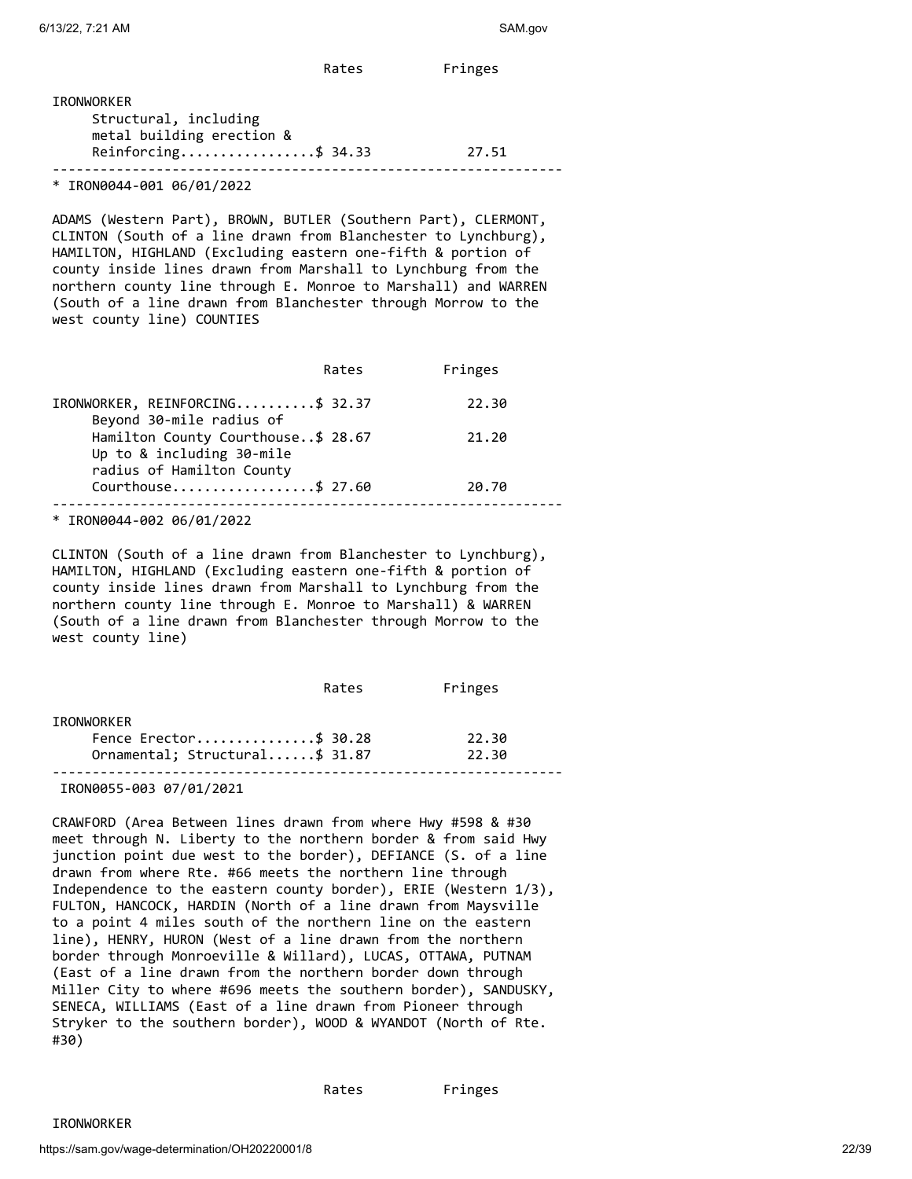| | Rates | Fringes |
|---|---|---|
| IRONWORKER | | |
| Structural, including metal building erection & Reinforcing | $ 34.33 | 27.51 |

---

* IRON0044-001 06/01/2022

ADAMS (Western Part), BROWN, BUTLER (Southern Part), CLERMONT, CLINTON (South of a line drawn from Blanchester to Lynchburg), HAMILTON, HIGHLAND (Excluding eastern one-fifth & portion of county inside lines drawn from Marshall to Lynchburg from the northern county line through E. Monroe to Marshall) and WARREN (South of a line drawn from Blanchester through Morrow to the west county line) COUNTIES

| | Rates | Fringes |
|---|---|---|
| IRONWORKER, REINFORCING | $ 32.37 | 22.30 |
| Beyond 30-mile radius of Hamilton County Courthouse | $ 28.67 | 21.20 |
| Up to & including 30-mile radius of Hamilton County Courthouse | $ 27.60 | 20.70 |

---

* IRON0044-002 06/01/2022

CLINTON (South of a line drawn from Blanchester to Lynchburg), HAMILTON, HIGHLAND (Excluding eastern one-fifth & portion of county inside lines drawn from Marshall to Lynchburg from the northern county line through E. Monroe to Marshall) & WARREN (South of a line drawn from Blanchester through Morrow to the west county line)

| | Rates | Fringes |
|---|---|---|
| IRONWORKER | | |
| Fence Erector | $ 30.28 | 22.30 |
| Ornamental; Structural | $ 31.87 | 22.30 |

---

IRON0055-003 07/01/2021

CRAWFORD (Area Between lines drawn from where Hwy #598 & #30 meet through N. Liberty to the northern border & from said Hwy junction point due west to the border), DEFIANCE (S. of a line drawn from where Rte. #66 meets the northern line through Independence to the eastern county border), ERIE (Western 1/3), FULTON, HANCOCK, HARDIN (North of a line drawn from Maysville to a point 4 miles south of the northern line on the eastern line), HENRY, HURON (West of a line drawn from the northern border through Monroeville & Willard), LUCAS, OTTAWA, PUTNAM (East of a line drawn from the northern border down through Miller City to where #696 meets the southern border), SANDUSKY, SENECA, WILLIAMS (East of a line drawn from Pioneer through Stryker to the southern border), WOOD & WYANDOT (North of Rte. #30)

| | Rates | Fringes |
|---|---|---|
| IRONWORKER | | |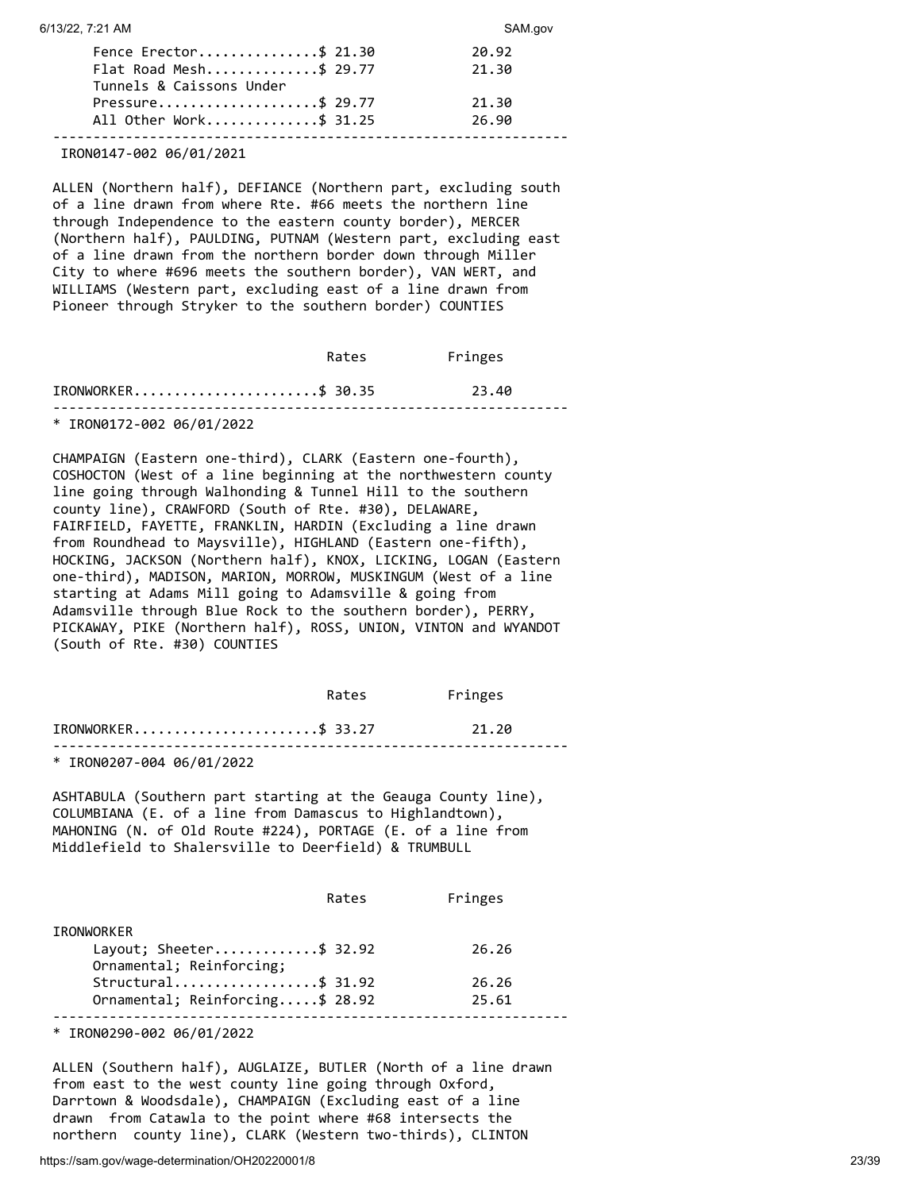| | Rates | Fringes |
|---|---|---|
| Fence Erector | $ 21.30 | 20.92 |
| Flat Road Mesh | $ 29.77 | 21.30 |
| Tunnels & Caissons Under Pressure | $ 29.77 | 21.30 |
| All Other Work | $ 31.25 | 26.90 |

---

IRON0147-002 06/01/2021

ALLEN (Northern half), DEFIANCE (Northern part, excluding south of a line drawn from where Rte. #66 meets the northern line through Independence to the eastern county border), MERCER (Northern half), PAULDING, PUTNAM (Western part, excluding east of a line drawn from the northern border down through Miller City to where #696 meets the southern border), VAN WERT, and WILLIAMS (Western part, excluding east of a line drawn from Pioneer through Stryker to the southern border) COUNTIES

| | Rates | Fringes |
|---|---|---|
| IRONWORKER | $ 30.35 | 23.40 |

---

* IRON0172-002 06/01/2022

CHAMPAIGN (Eastern one-third), CLARK (Eastern one-fourth), COSHOCTON (West of a line beginning at the northwestern county line going through Walhonding & Tunnel Hill to the southern county line), CRAWFORD (South of Rte. #30), DELAWARE, FAIRFIELD, FAYETTE, FRANKLIN, HARDIN (Excluding a line drawn from Roundhead to Maysville), HIGHLAND (Eastern one-fifth), HOCKING, JACKSON (Northern half), KNOX, LICKING, LOGAN (Eastern one-third), MADISON, MARION, MORROW, MUSKINGUM (West of a line starting at Adams Mill going to Adamsville & going from Adamsville through Blue Rock to the southern border), PERRY, PICKAWAY, PIKE (Northern half), ROSS, UNION, VINTON and WYANDOT (South of Rte. #30) COUNTIES

| | Rates | Fringes |
|---|---|---|
| IRONWORKER | $ 33.27 | 21.20 |

---

* IRON0207-004 06/01/2022

ASHTABULA (Southern part starting at the Geauga County line), COLUMBIANA (E. of a line from Damascus to Highlandtown), MAHONING (N. of Old Route #224), PORTAGE (E. of a line from Middlefield to Shalersville to Deerfield) & TRUMBULL

| | Rates | Fringes |
|---|---|---|
| IRONWORKER | | |
| Layout; Sheeter | $ 32.92 | 26.26 |
| Ornamental; Reinforcing; Structural | $ 31.92 | 26.26 |
| Ornamental; Reinforcing | $ 28.92 | 25.61 |

---

* IRON0290-002 06/01/2022

ALLEN (Southern half), AUGLAIZE, BUTLER (North of a line drawn from east to the west county line going through Oxford, Darrtown & Woodsdale), CHAMPAIGN (Excluding east of a line drawn from Catawla to the point where #68 intersects the northern county line), CLARK (Western two-thirds), CLINTON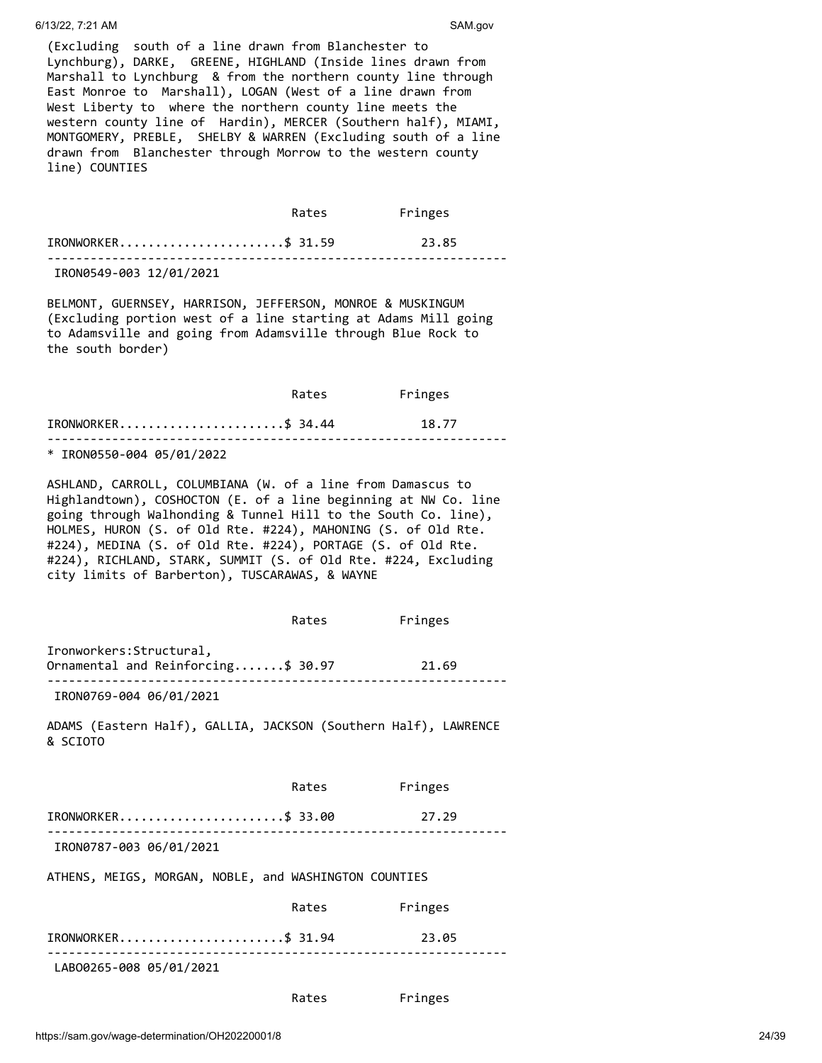(Excluding south of a line drawn from Blanchester to Lynchburg), DARKE, GREENE, HIGHLAND (Inside lines drawn from Marshall to Lynchburg & from the northern county line through East Monroe to Marshall), LOGAN (West of a line drawn from West Liberty to where the northern county line meets the western county line of Hardin), MERCER (Southern half), MIAMI, MONTGOMERY, PREBLE, SHELBY & WARREN (Excluding south of a line drawn from Blanchester through Morrow to the western county line) COUNTIES

| | Rates | Fringes |
|---|---|---|
| IRONWORKER | $ 31.59 | 23.85 |

---

IRON0549-003 12/01/2021

BELMONT, GUERNSEY, HARRISON, JEFFERSON, MONROE & MUSKINGUM (Excluding portion west of a line starting at Adams Mill going to Adamsville and going from Adamsville through Blue Rock to the south border)

| | Rates | Fringes |
|---|---|---|
| IRONWORKER | $ 34.44 | 18.77 |

---

* IRON0550-004 05/01/2022

ASHLAND, CARROLL, COLUMBIANA (W. of a line from Damascus to Highlandtown), COSHOCTON (E. of a line beginning at NW Co. line going through Walhonding & Tunnel Hill to the South Co. line), HOLMES, HURON (S. of Old Rte. #224), MAHONING (S. of Old Rte. #224), MEDINA (S. of Old Rte. #224), PORTAGE (S. of Old Rte. #224), RICHLAND, STARK, SUMMIT (S. of Old Rte. #224, Excluding city limits of Barberton), TUSCARAWAS, & WAYNE

| | Rates | Fringes |
|---|---|---|
| Ironworkers:Structural, Ornamental and Reinforcing | $ 30.97 | 21.69 |

---

IRON0769-004 06/01/2021

ADAMS (Eastern Half), GALLIA, JACKSON (Southern Half), LAWRENCE & SCIOTO

| | Rates | Fringes |
|---|---|---|
| IRONWORKER | $ 33.00 | 27.29 |

---

IRON0787-003 06/01/2021

ATHENS, MEIGS, MORGAN, NOBLE, and WASHINGTON COUNTIES

| | Rates | Fringes |
|---|---|---|
| IRONWORKER | $ 31.94 | 23.05 |

---

LABO0265-008 05/01/2021

| | Rates | Fringes |
|---|---|---|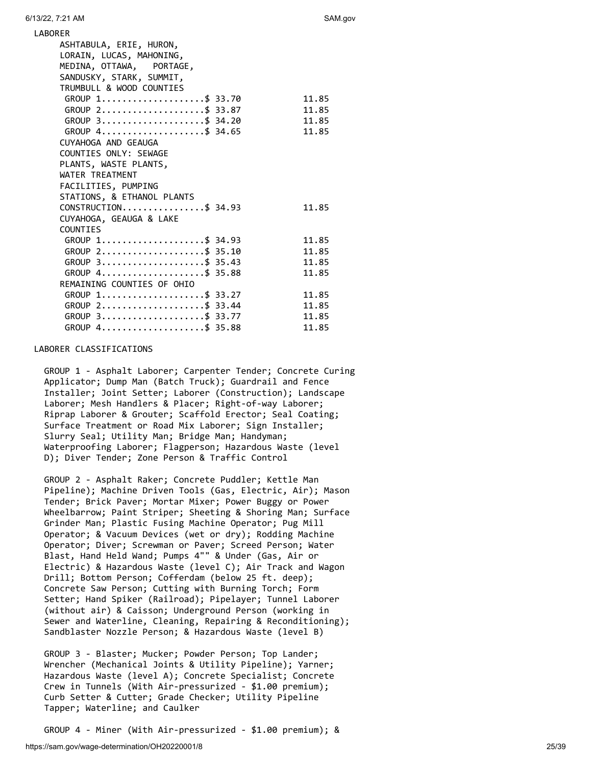```
LABORER
     ASHTABULA, ERIE, HURON,
     LORAIN, LUCAS, MAHONING,
     MEDINA, OTTAWA,  PORTAGE,
     SANDUSKY, STARK, SUMMIT,
     TRUMBULL & WOOD COUNTIES
      GROUP 1...................$ 33.70          11.85
      GROUP 2...................$ 33.87          11.85
      GROUP 3...................$ 34.20          11.85
      GROUP 4...................$ 34.65          11.85
     CUYAHOGA AND GEAUGA
     COUNTIES ONLY: SEWAGE
     PLANTS, WASTE PLANTS,
     WATER TREATMENT
     FACILITIES, PUMPING
     STATIONS, & ETHANOL PLANTS
     CONSTRUCTION...............$ 34.93          11.85
     CUYAHOGA, GEAUGA & LAKE
     COUNTIES
      GROUP 1...................$ 34.93          11.85
      GROUP 2...................$ 35.10          11.85
      GROUP 3...................$ 35.43          11.85
      GROUP 4...................$ 35.88          11.85
     REMAINING COUNTIES OF OHIO
      GROUP 1...................$ 33.27          11.85
      GROUP 2...................$ 33.44          11.85
      GROUP 3...................$ 33.77          11.85
      GROUP 4...................$ 35.88          11.85
```

LABORER CLASSIFICATIONS

GROUP 1 - Asphalt Laborer; Carpenter Tender; Concrete Curing Applicator; Dump Man (Batch Truck); Guardrail and Fence Installer; Joint Setter; Laborer (Construction); Landscape Laborer; Mesh Handlers & Placer; Right-of-way Laborer; Riprap Laborer & Grouter; Scaffold Erector; Seal Coating; Surface Treatment or Road Mix Laborer; Sign Installer; Slurry Seal; Utility Man; Bridge Man; Handyman; Waterproofing Laborer; Flagperson; Hazardous Waste (level D); Diver Tender; Zone Person & Traffic Control

GROUP 2 - Asphalt Raker; Concrete Puddler; Kettle Man Pipeline); Machine Driven Tools (Gas, Electric, Air); Mason Tender; Brick Paver; Mortar Mixer; Power Buggy or Power Wheelbarrow; Paint Striper; Sheeting & Shoring Man; Surface Grinder Man; Plastic Fusing Machine Operator; Pug Mill Operator; & Vacuum Devices (wet or dry); Rodding Machine Operator; Diver; Screwman or Paver; Screed Person; Water Blast, Hand Held Wand; Pumps 4"" & Under (Gas, Air or Electric) & Hazardous Waste (level C); Air Track and Wagon Drill; Bottom Person; Cofferdam (below 25 ft. deep); Concrete Saw Person; Cutting with Burning Torch; Form Setter; Hand Spiker (Railroad); Pipelayer; Tunnel Laborer (without air) & Caisson; Underground Person (working in Sewer and Waterline, Cleaning, Repairing & Reconditioning); Sandblaster Nozzle Person; & Hazardous Waste (level B)

GROUP 3 - Blaster; Mucker; Powder Person; Top Lander; Wrencher (Mechanical Joints & Utility Pipeline); Yarner; Hazardous Waste (level A); Concrete Specialist; Concrete Crew in Tunnels (With Air-pressurized - $1.00 premium); Curb Setter & Cutter; Grade Checker; Utility Pipeline Tapper; Waterline; and Caulker

GROUP 4 - Miner (With Air-pressurized - $1.00 premium); &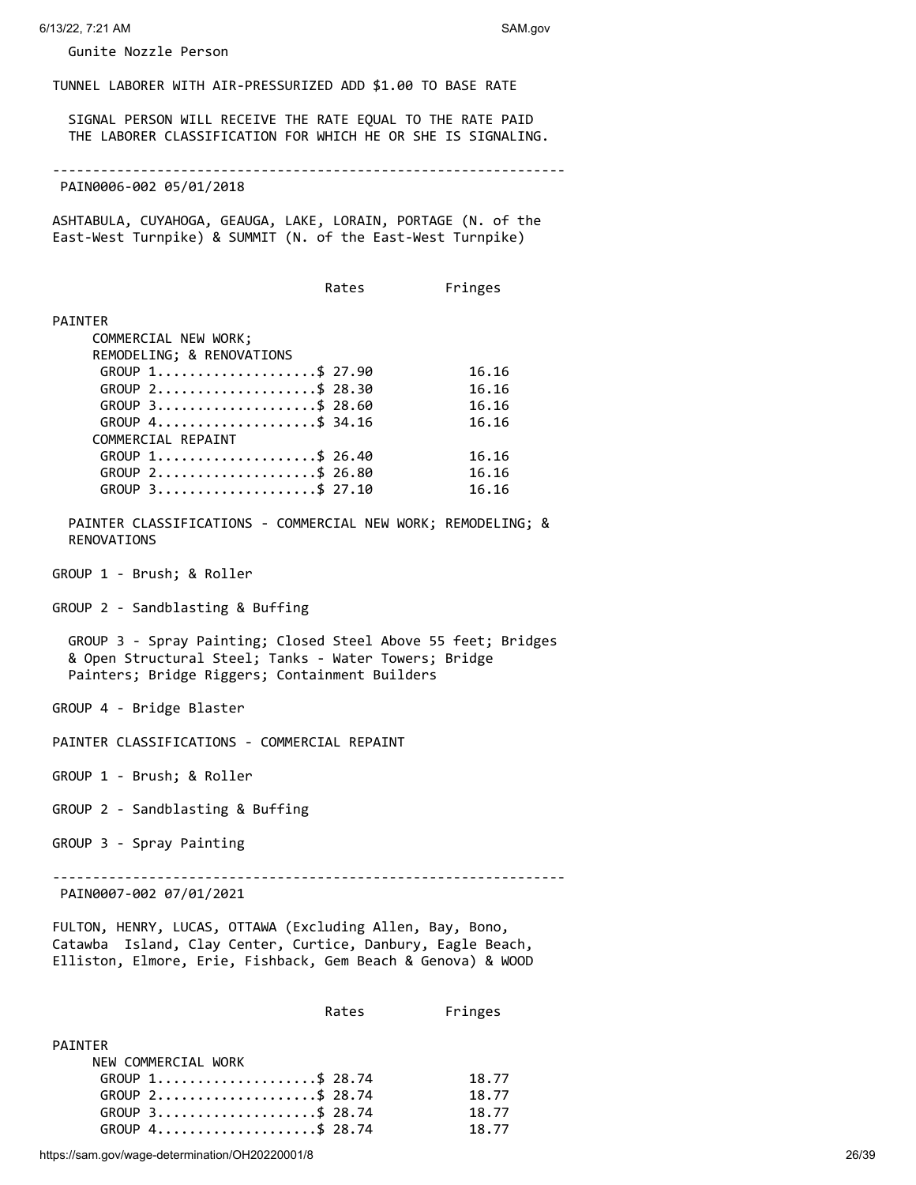Gunite Nozzle Person

TUNNEL LABORER WITH AIR-PRESSURIZED ADD $1.00 TO BASE RATE

SIGNAL PERSON WILL RECEIVE THE RATE EQUAL TO THE RATE PAID THE LABORER CLASSIFICATION FOR WHICH HE OR SHE IS SIGNALING.

---

PAIN0006-002 05/01/2018

ASHTABULA, CUYAHOGA, GEAUGA, LAKE, LORAIN, PORTAGE (N. of the East-West Turnpike) & SUMMIT (N. of the East-West Turnpike)

| | Rates | Fringes |
|---|---|---|
| PAINTER | | |
| COMMERCIAL NEW WORK; REMODELING; & RENOVATIONS | | |
| GROUP 1 | $ 27.90 | 16.16 |
| GROUP 2 | $ 28.30 | 16.16 |
| GROUP 3 | $ 28.60 | 16.16 |
| GROUP 4 | $ 34.16 | 16.16 |
| COMMERCIAL REPAINT | | |
| GROUP 1 | $ 26.40 | 16.16 |
| GROUP 2 | $ 26.80 | 16.16 |
| GROUP 3 | $ 27.10 | 16.16 |

PAINTER CLASSIFICATIONS - COMMERCIAL NEW WORK; REMODELING; & RENOVATIONS

GROUP 1 - Brush; & Roller

GROUP 2 - Sandblasting & Buffing

GROUP 3 - Spray Painting; Closed Steel Above 55 feet; Bridges & Open Structural Steel; Tanks - Water Towers; Bridge Painters; Bridge Riggers; Containment Builders

GROUP 4 - Bridge Blaster

PAINTER CLASSIFICATIONS - COMMERCIAL REPAINT

GROUP 1 - Brush; & Roller

GROUP 2 - Sandblasting & Buffing

GROUP 3 - Spray Painting

---

PAIN0007-002 07/01/2021

FULTON, HENRY, LUCAS, OTTAWA (Excluding Allen, Bay, Bono, Catawba Island, Clay Center, Curtice, Danbury, Eagle Beach, Elliston, Elmore, Erie, Fishback, Gem Beach & Genova) & WOOD

| | Rates | Fringes |
|---|---|---|
| PAINTER | | |
| NEW COMMERCIAL WORK | | |
| GROUP 1 | $ 28.74 | 18.77 |
| GROUP 2 | $ 28.74 | 18.77 |
| GROUP 3 | $ 28.74 | 18.77 |
| GROUP 4 | $ 28.74 | 18.77 |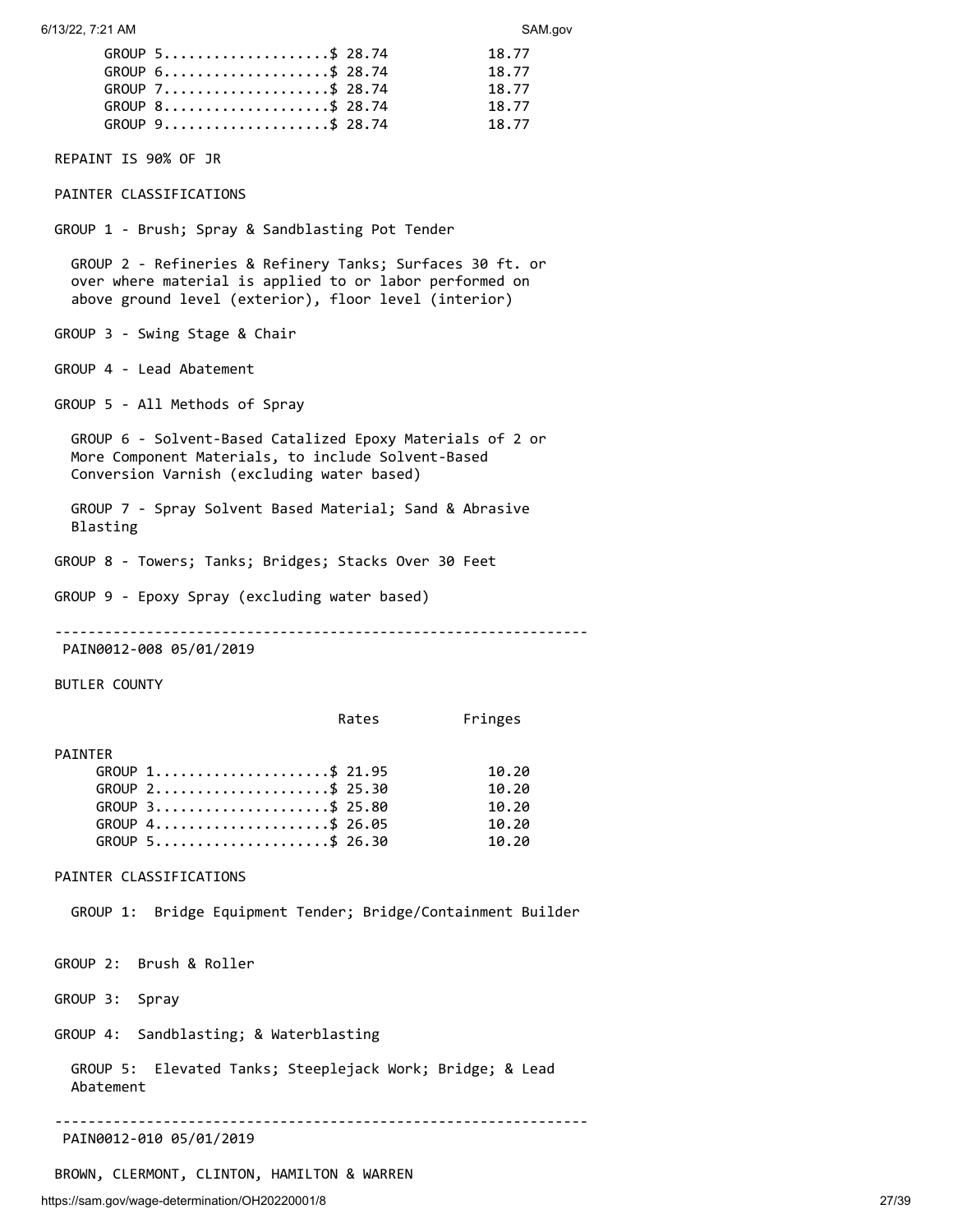| | Rates | Fringes |
|---|---|---|
| GROUP 5 | $ 28.74 | 18.77 |
| GROUP 6 | $ 28.74 | 18.77 |
| GROUP 7 | $ 28.74 | 18.77 |
| GROUP 8 | $ 28.74 | 18.77 |
| GROUP 9 | $ 28.74 | 18.77 |

REPAINT IS 90% OF JR

PAINTER CLASSIFICATIONS

GROUP 1 - Brush; Spray & Sandblasting Pot Tender

GROUP 2 - Refineries & Refinery Tanks; Surfaces 30 ft. or over where material is applied to or labor performed on above ground level (exterior), floor level (interior)

GROUP 3 - Swing Stage & Chair

GROUP 4 - Lead Abatement

GROUP 5 - All Methods of Spray

GROUP 6 - Solvent-Based Catalized Epoxy Materials of 2 or More Component Materials, to include Solvent-Based Conversion Varnish (excluding water based)

GROUP 7 - Spray Solvent Based Material; Sand & Abrasive Blasting

GROUP 8 - Towers; Tanks; Bridges; Stacks Over 30 Feet

GROUP 9 - Epoxy Spray (excluding water based)

---

PAIN0012-008 05/01/2019

BUTLER COUNTY

| | Rates | Fringes |
|---|---|---|
| PAINTER | | |
| GROUP 1 | $ 21.95 | 10.20 |
| GROUP 2 | $ 25.30 | 10.20 |
| GROUP 3 | $ 25.80 | 10.20 |
| GROUP 4 | $ 26.05 | 10.20 |
| GROUP 5 | $ 26.30 | 10.20 |

PAINTER CLASSIFICATIONS

GROUP 1: Bridge Equipment Tender; Bridge/Containment Builder

GROUP 2: Brush & Roller

GROUP 3: Spray

GROUP 4: Sandblasting; & Waterblasting

GROUP 5: Elevated Tanks; Steeplejack Work; Bridge; & Lead Abatement

---

PAIN0012-010 05/01/2019

BROWN, CLERMONT, CLINTON, HAMILTON & WARREN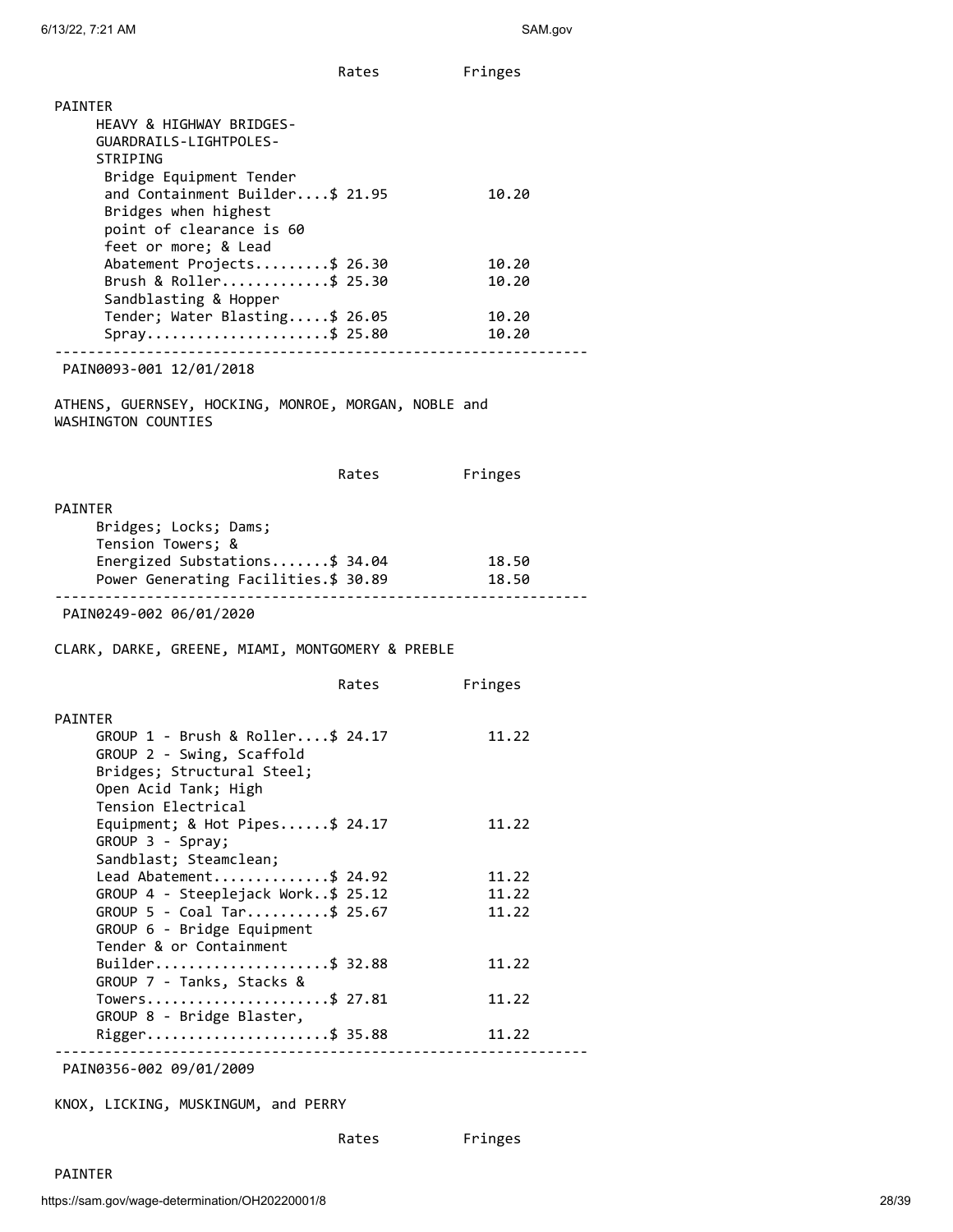| | Rates | Fringes |
|---|---|---|
| PAINTER | | |
| HEAVY & HIGHWAY BRIDGES-GUARDRAILS-LIGHTPOLES-STRIPING | | |
| Bridge Equipment Tender and Containment Builder | $ 21.95 | 10.20 |
| Bridges when highest point of clearance is 60 feet or more; & Lead Abatement Projects | $ 26.30 | 10.20 |
| Brush & Roller | $ 25.30 | 10.20 |
| Sandblasting & Hopper Tender; Water Blasting | $ 26.05 | 10.20 |
| Spray | $ 25.80 | 10.20 |

---

PAIN0093-001 12/01/2018

ATHENS, GUERNSEY, HOCKING, MONROE, MORGAN, NOBLE and WASHINGTON COUNTIES

| | Rates | Fringes |
|---|---|---|
| PAINTER | | |
| Bridges; Locks; Dams; Tension Towers; & Energized Substations | $ 34.04 | 18.50 |
| Power Generating Facilities | $ 30.89 | 18.50 |

---

PAIN0249-002 06/01/2020

CLARK, DARKE, GREENE, MIAMI, MONTGOMERY & PREBLE

| | Rates | Fringes |
|---|---|---|
| PAINTER | | |
| GROUP 1 - Brush & Roller | $ 24.17 | 11.22 |
| GROUP 2 - Swing, Scaffold Bridges; Structural Steel; Open Acid Tank; High Tension Electrical Equipment; & Hot Pipes | $ 24.17 | 11.22 |
| GROUP 3 - Spray; Sandblast; Steamclean; Lead Abatement | $ 24.92 | 11.22 |
| GROUP 4 - Steeplejack Work | $ 25.12 | 11.22 |
| GROUP 5 - Coal Tar | $ 25.67 | 11.22 |
| GROUP 6 - Bridge Equipment Tender & or Containment Builder | $ 32.88 | 11.22 |
| GROUP 7 - Tanks, Stacks & Towers | $ 27.81 | 11.22 |
| GROUP 8 - Bridge Blaster, Rigger | $ 35.88 | 11.22 |

---

PAIN0356-002 09/01/2009

KNOX, LICKING, MUSKINGUM, and PERRY

| | Rates | Fringes |
|---|---|---|
| PAINTER | | |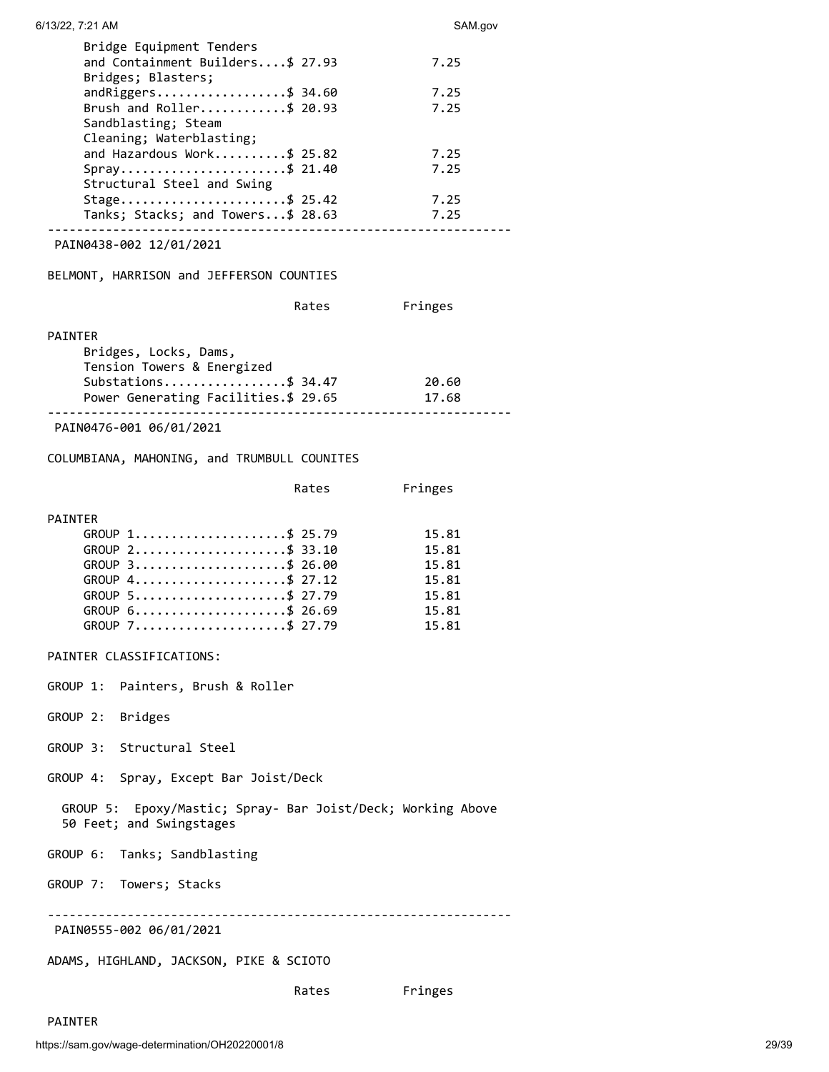| | Rates | Fringes |
|---|---|---|
| Bridge Equipment Tenders and Containment Builders | $ 27.93 | 7.25 |
| Bridges; Blasters; andRiggers | $ 34.60 | 7.25 |
| Brush and Roller | $ 20.93 | 7.25 |
| Sandblasting; Steam Cleaning; Waterblasting; and Hazardous Work | $ 25.82 | 7.25 |
| Spray | $ 21.40 | 7.25 |
| Structural Steel and Swing Stage | $ 25.42 | 7.25 |
| Tanks; Stacks; and Towers | $ 28.63 | 7.25 |

---

PAIN0438-002 12/01/2021

BELMONT, HARRISON and JEFFERSON COUNTIES

| | Rates | Fringes |
|---|---|---|
| PAINTER | | |
| Bridges, Locks, Dams, Tension Towers & Energized Substations | $ 34.47 | 20.60 |
| Power Generating Facilities | $ 29.65 | 17.68 |

---

PAIN0476-001 06/01/2021

COLUMBIANA, MAHONING, and TRUMBULL COUNITES

| | Rates | Fringes |
|---|---|---|
| PAINTER | | |
| GROUP 1 | $ 25.79 | 15.81 |
| GROUP 2 | $ 33.10 | 15.81 |
| GROUP 3 | $ 26.00 | 15.81 |
| GROUP 4 | $ 27.12 | 15.81 |
| GROUP 5 | $ 27.79 | 15.81 |
| GROUP 6 | $ 26.69 | 15.81 |
| GROUP 7 | $ 27.79 | 15.81 |

PAINTER CLASSIFICATIONS:

GROUP 1: Painters, Brush & Roller

GROUP 2: Bridges

GROUP 3: Structural Steel

GROUP 4: Spray, Except Bar Joist/Deck

GROUP 5: Epoxy/Mastic; Spray- Bar Joist/Deck; Working Above 50 Feet; and Swingstages

GROUP 6: Tanks; Sandblasting

GROUP 7: Towers; Stacks

---

PAIN0555-002 06/01/2021

ADAMS, HIGHLAND, JACKSON, PIKE & SCIOTO

| | Rates | Fringes |
|---|---|---|
| PAINTER | | |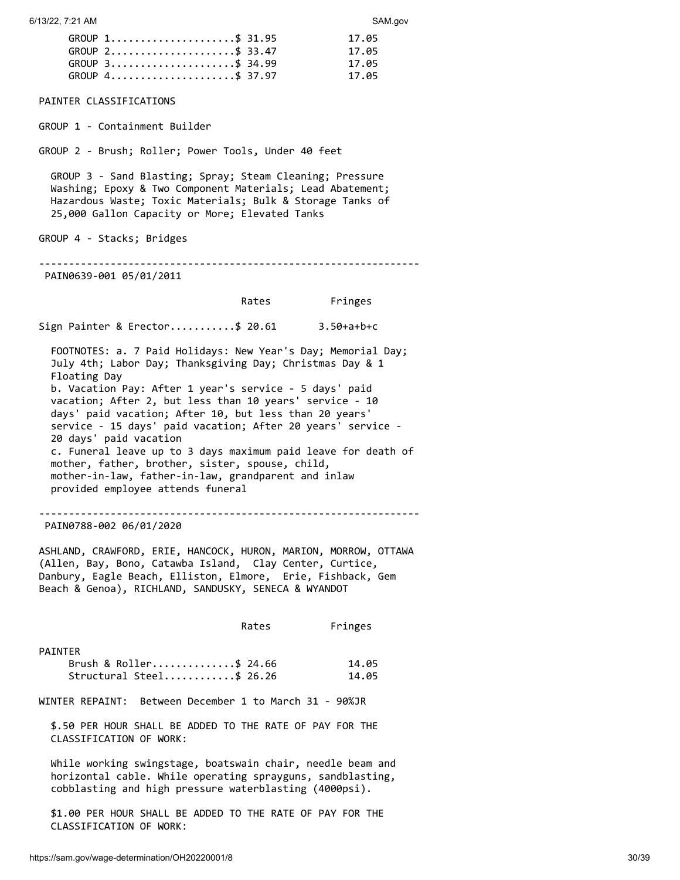| | Rates | Fringes |
|---|---|---|
| GROUP 1 | $ 31.95 | 17.05 |
| GROUP 2 | $ 33.47 | 17.05 |
| GROUP 3 | $ 34.99 | 17.05 |
| GROUP 4 | $ 37.97 | 17.05 |

PAINTER CLASSIFICATIONS

GROUP 1 - Containment Builder

GROUP 2 - Brush; Roller; Power Tools, Under 40 feet

GROUP 3 - Sand Blasting; Spray; Steam Cleaning; Pressure Washing; Epoxy & Two Component Materials; Lead Abatement; Hazardous Waste; Toxic Materials; Bulk & Storage Tanks of 25,000 Gallon Capacity or More; Elevated Tanks

GROUP 4 - Stacks; Bridges

---

PAIN0639-001 05/01/2011

| | Rates | Fringes |
|---|---|---|
| Sign Painter & Erector | $ 20.61 | 3.50+a+b+c |

FOOTNOTES: a. 7 Paid Holidays: New Year's Day; Memorial Day; July 4th; Labor Day; Thanksgiving Day; Christmas Day & 1 Floating Day

b. Vacation Pay: After 1 year's service - 5 days' paid vacation; After 2, but less than 10 years' service - 10 days' paid vacation; After 10, but less than 20 years' service - 15 days' paid vacation; After 20 years' service - 20 days' paid vacation

c. Funeral leave up to 3 days maximum paid leave for death of mother, father, brother, sister, spouse, child, mother-in-law, father-in-law, grandparent and inlaw provided employee attends funeral

---

PAIN0788-002 06/01/2020

ASHLAND, CRAWFORD, ERIE, HANCOCK, HURON, MARION, MORROW, OTTAWA (Allen, Bay, Bono, Catawba Island, Clay Center, Curtice, Danbury, Eagle Beach, Elliston, Elmore, Erie, Fishback, Gem Beach & Genoa), RICHLAND, SANDUSKY, SENECA & WYANDOT

| | Rates | Fringes |
|---|---|---|
| PAINTER | | |
| Brush & Roller | $ 24.66 | 14.05 |
| Structural Steel | $ 26.26 | 14.05 |

WINTER REPAINT: Between December 1 to March 31 - 90%JR

$.50 PER HOUR SHALL BE ADDED TO THE RATE OF PAY FOR THE CLASSIFICATION OF WORK:

While working swingstage, boatswain chair, needle beam and horizontal cable. While operating sprayguns, sandblasting, cobblasting and high pressure waterblasting (4000psi).

$1.00 PER HOUR SHALL BE ADDED TO THE RATE OF PAY FOR THE CLASSIFICATION OF WORK: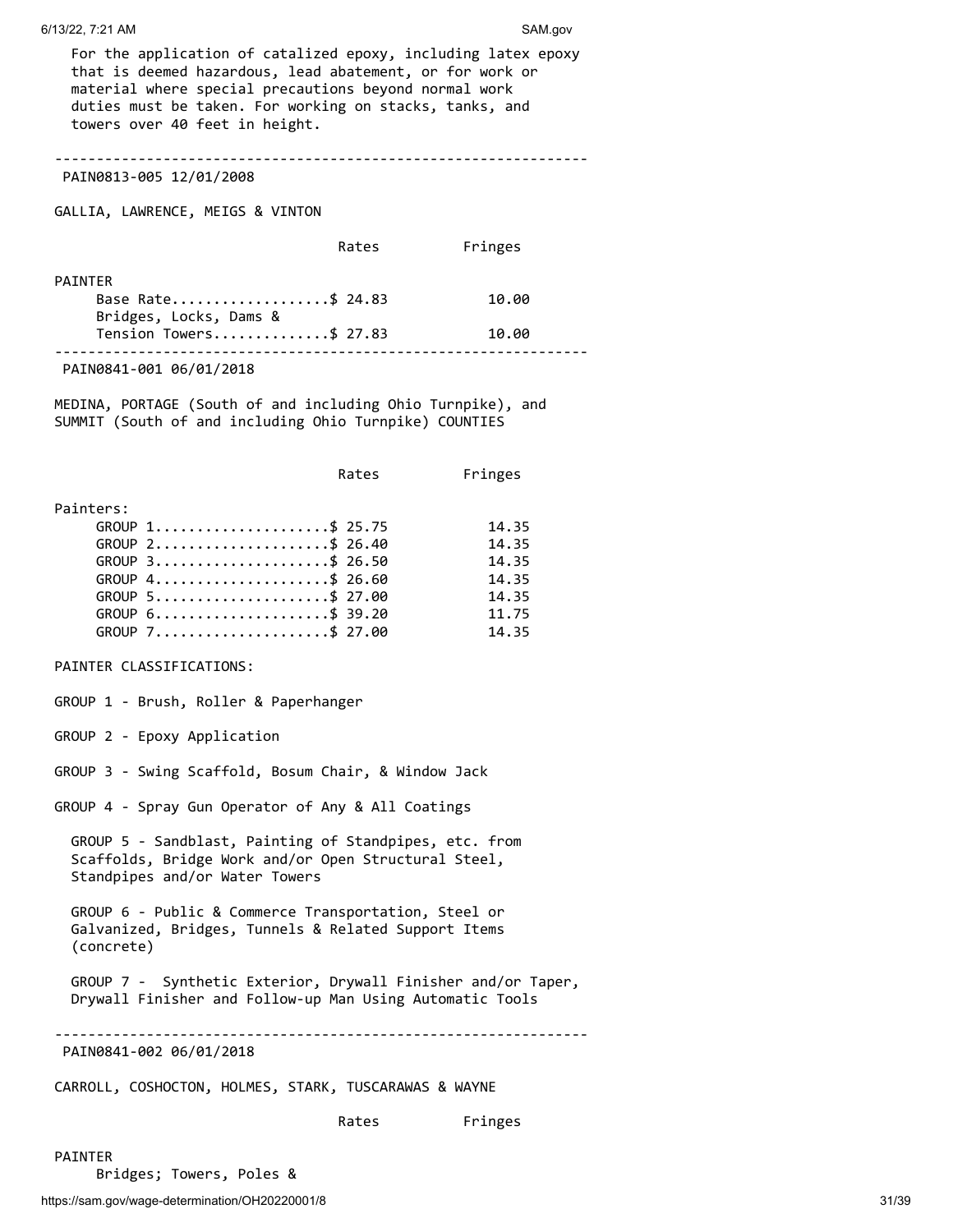For the application of catalized epoxy, including latex epoxy that is deemed hazardous, lead abatement, or for work or material where special precautions beyond normal work duties must be taken. For working on stacks, tanks, and towers over 40 feet in height.

---

PAIN0813-005 12/01/2008

GALLIA, LAWRENCE, MEIGS & VINTON

| | Rates | Fringes |
|---|---|---|
| PAINTER | | |
| Base Rate | $ 24.83 | 10.00 |
| Bridges, Locks, Dams & Tension Towers | $ 27.83 | 10.00 |

---

PAIN0841-001 06/01/2018

MEDINA, PORTAGE (South of and including Ohio Turnpike), and SUMMIT (South of and including Ohio Turnpike) COUNTIES

| | Rates | Fringes |
|---|---|---|
| Painters: | | |
| GROUP 1 | $ 25.75 | 14.35 |
| GROUP 2 | $ 26.40 | 14.35 |
| GROUP 3 | $ 26.50 | 14.35 |
| GROUP 4 | $ 26.60 | 14.35 |
| GROUP 5 | $ 27.00 | 14.35 |
| GROUP 6 | $ 39.20 | 11.75 |
| GROUP 7 | $ 27.00 | 14.35 |

PAINTER CLASSIFICATIONS:

GROUP 1 - Brush, Roller & Paperhanger

GROUP 2 - Epoxy Application

GROUP 3 - Swing Scaffold, Bosum Chair, & Window Jack

GROUP 4 - Spray Gun Operator of Any & All Coatings

GROUP 5 - Sandblast, Painting of Standpipes, etc. from Scaffolds, Bridge Work and/or Open Structural Steel, Standpipes and/or Water Towers

GROUP 6 - Public & Commerce Transportation, Steel or Galvanized, Bridges, Tunnels & Related Support Items (concrete)

GROUP 7 - Synthetic Exterior, Drywall Finisher and/or Taper, Drywall Finisher and Follow-up Man Using Automatic Tools

---

PAIN0841-002 06/01/2018

CARROLL, COSHOCTON, HOLMES, STARK, TUSCARAWAS & WAYNE

| | Rates | Fringes |
|---|---|---|
| PAINTER | | |
| Bridges; Towers, Poles & | | |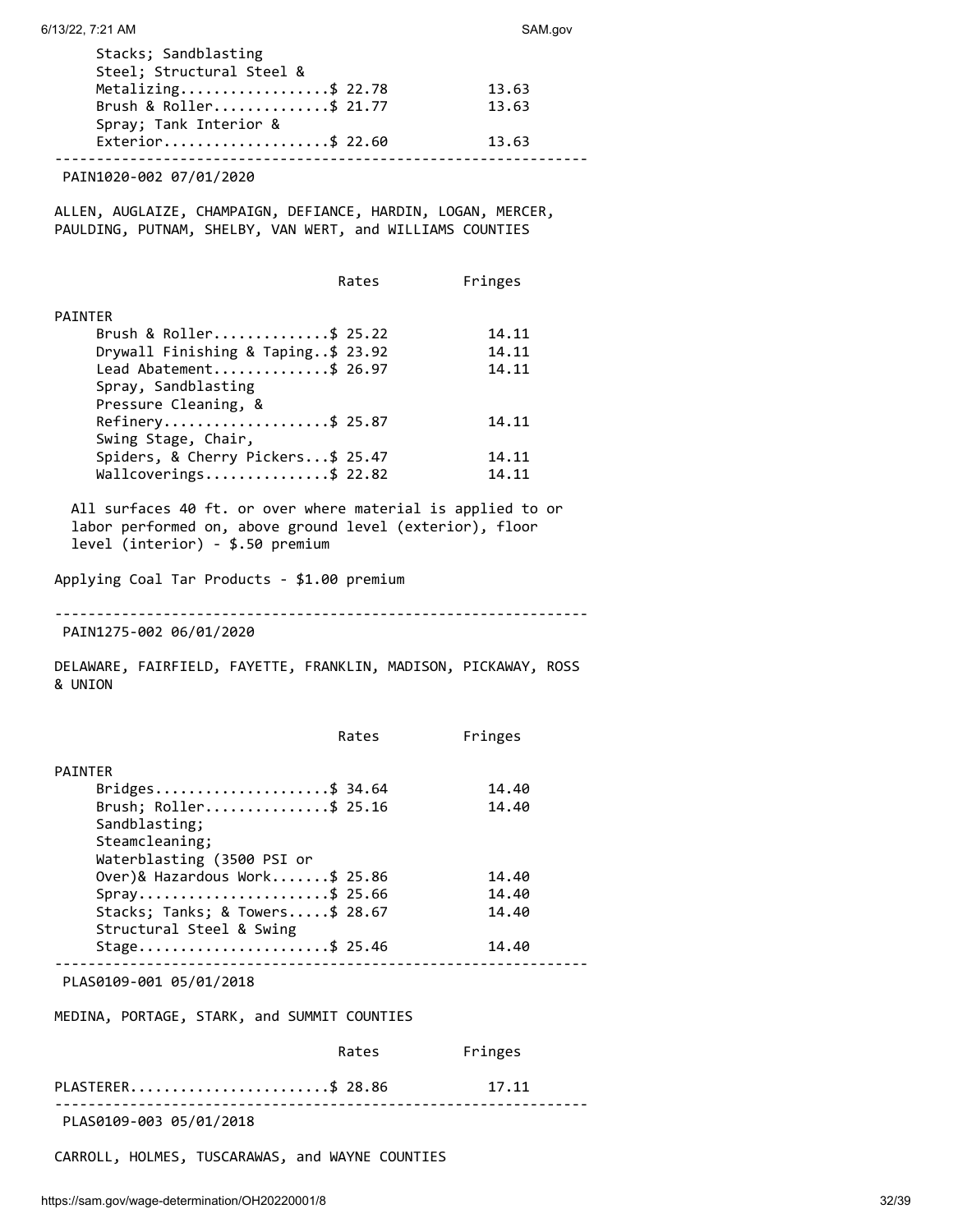| | Rates | Fringes |
|---|---|---|
| Stacks; Sandblasting Steel; Structural Steel & Metalizing | $ 22.78 | 13.63 |
| Brush & Roller | $ 21.77 | 13.63 |
| Spray; Tank Interior & Exterior | $ 22.60 | 13.63 |

---

PAIN1020-002 07/01/2020

ALLEN, AUGLAIZE, CHAMPAIGN, DEFIANCE, HARDIN, LOGAN, MERCER, PAULDING, PUTNAM, SHELBY, VAN WERT, and WILLIAMS COUNTIES

| | Rates | Fringes |
|---|---|---|
| PAINTER | | |
| Brush & Roller | $ 25.22 | 14.11 |
| Drywall Finishing & Taping | $ 23.92 | 14.11 |
| Lead Abatement | $ 26.97 | 14.11 |
| Spray, Sandblasting Pressure Cleaning, & Refinery | $ 25.87 | 14.11 |
| Swing Stage, Chair, Spiders, & Cherry Pickers | $ 25.47 | 14.11 |
| Wallcoverings | $ 22.82 | 14.11 |

All surfaces 40 ft. or over where material is applied to or labor performed on, above ground level (exterior), floor level (interior) - $.50 premium

Applying Coal Tar Products - $1.00 premium

---

PAIN1275-002 06/01/2020

DELAWARE, FAIRFIELD, FAYETTE, FRANKLIN, MADISON, PICKAWAY, ROSS & UNION

| | Rates | Fringes |
|---|---|---|
| PAINTER | | |
| Bridges | $ 34.64 | 14.40 |
| Brush; Roller | $ 25.16 | 14.40 |
| Sandblasting; Steamcleaning; Waterblasting (3500 PSI or Over)& Hazardous Work | $ 25.86 | 14.40 |
| Spray | $ 25.66 | 14.40 |
| Stacks; Tanks; & Towers | $ 28.67 | 14.40 |
| Structural Steel & Swing Stage | $ 25.46 | 14.40 |

---

PLAS0109-001 05/01/2018

MEDINA, PORTAGE, STARK, and SUMMIT COUNTIES

| | Rates | Fringes |
|---|---|---|
| PLASTERER | $ 28.86 | 17.11 |

---

PLAS0109-003 05/01/2018

CARROLL, HOLMES, TUSCARAWAS, and WAYNE COUNTIES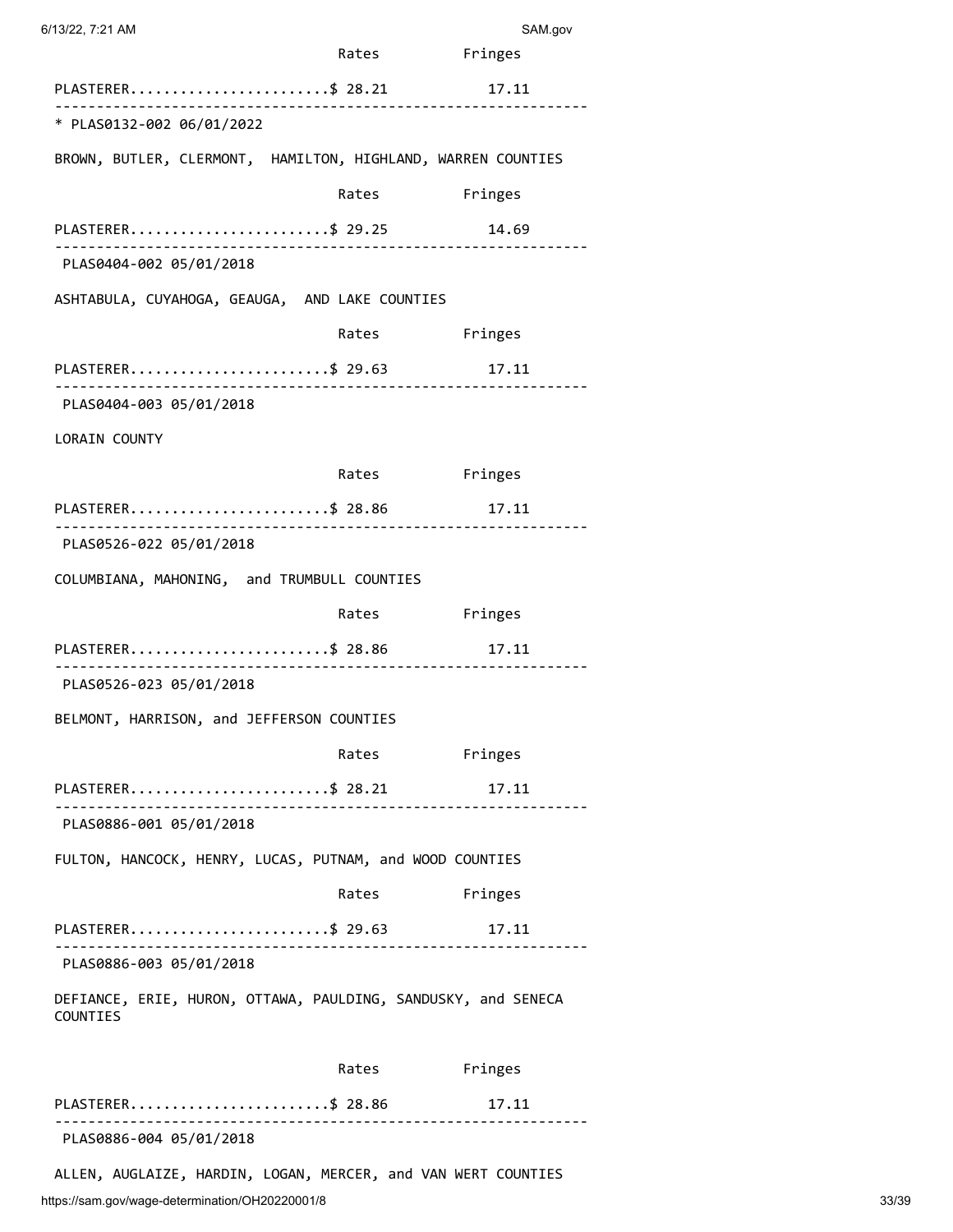| | Rates | Fringes |
|---|---|---|
| PLASTERER | $ 28.21 | 17.11 |

---

* PLAS0132-002 06/01/2022

BROWN, BUTLER, CLERMONT, HAMILTON, HIGHLAND, WARREN COUNTIES

| | Rates | Fringes |
|---|---|---|
| PLASTERER | $ 29.25 | 14.69 |

---

PLAS0404-002 05/01/2018

ASHTABULA, CUYAHOGA, GEAUGA, AND LAKE COUNTIES

| | Rates | Fringes |
|---|---|---|
| PLASTERER | $ 29.63 | 17.11 |

---

PLAS0404-003 05/01/2018

LORAIN COUNTY

| | Rates | Fringes |
|---|---|---|
| PLASTERER | $ 28.86 | 17.11 |

---

PLAS0526-022 05/01/2018

COLUMBIANA, MAHONING, and TRUMBULL COUNTIES

| | Rates | Fringes |
|---|---|---|
| PLASTERER | $ 28.86 | 17.11 |

---

PLAS0526-023 05/01/2018

BELMONT, HARRISON, and JEFFERSON COUNTIES

| | Rates | Fringes |
|---|---|---|
| PLASTERER | $ 28.21 | 17.11 |

---

PLAS0886-001 05/01/2018

FULTON, HANCOCK, HENRY, LUCAS, PUTNAM, and WOOD COUNTIES

| | Rates | Fringes |
|---|---|---|
| PLASTERER | $ 29.63 | 17.11 |

---

PLAS0886-003 05/01/2018

DEFIANCE, ERIE, HURON, OTTAWA, PAULDING, SANDUSKY, and SENECA COUNTIES

| | Rates | Fringes |
|---|---|---|
| PLASTERER | $ 28.86 | 17.11 |

---

PLAS0886-004 05/01/2018

ALLEN, AUGLAIZE, HARDIN, LOGAN, MERCER, and VAN WERT COUNTIES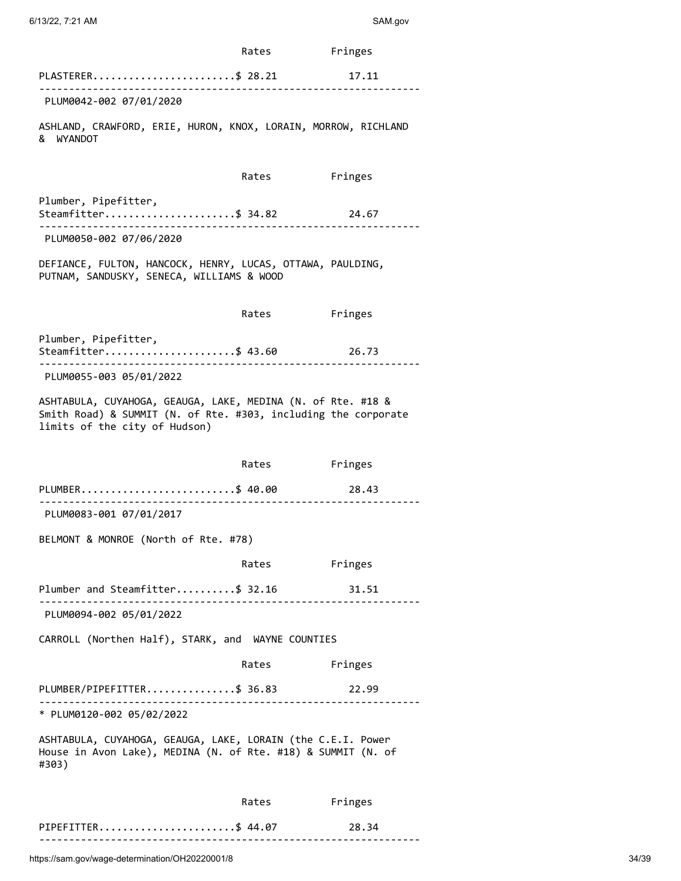| | Rates | Fringes |
|---|---|---|
| PLASTERER | $ 28.21 | 17.11 |

---

PLUM0042-002 07/01/2020

ASHLAND, CRAWFORD, ERIE, HURON, KNOX, LORAIN, MORROW, RICHLAND & WYANDOT

| | Rates | Fringes |
|---|---|---|
| Plumber, Pipefitter, Steamfitter | $ 34.82 | 24.67 |

---

PLUM0050-002 07/06/2020

DEFIANCE, FULTON, HANCOCK, HENRY, LUCAS, OTTAWA, PAULDING, PUTNAM, SANDUSKY, SENECA, WILLIAMS & WOOD

| | Rates | Fringes |
|---|---|---|
| Plumber, Pipefitter, Steamfitter | $ 43.60 | 26.73 |

---

PLUM0055-003 05/01/2022

ASHTABULA, CUYAHOGA, GEAUGA, LAKE, MEDINA (N. of Rte. #18 & Smith Road) & SUMMIT (N. of Rte. #303, including the corporate limits of the city of Hudson)

| | Rates | Fringes |
|---|---|---|
| PLUMBER | $ 40.00 | 28.43 |

---

PLUM0083-001 07/01/2017

BELMONT & MONROE (North of Rte. #78)

| | Rates | Fringes |
|---|---|---|
| Plumber and Steamfitter | $ 32.16 | 31.51 |

---

PLUM0094-002 05/01/2022

CARROLL (Northen Half), STARK, and WAYNE COUNTIES

| | Rates | Fringes |
|---|---|---|
| PLUMBER/PIPEFITTER | $ 36.83 | 22.99 |

---

* PLUM0120-002 05/02/2022

ASHTABULA, CUYAHOGA, GEAUGA, LAKE, LORAIN (the C.E.I. Power House in Avon Lake), MEDINA (N. of Rte. #18) & SUMMIT (N. of #303)

| | Rates | Fringes |
|---|---|---|
| PIPEFITTER | $ 44.07 | 28.34 |

---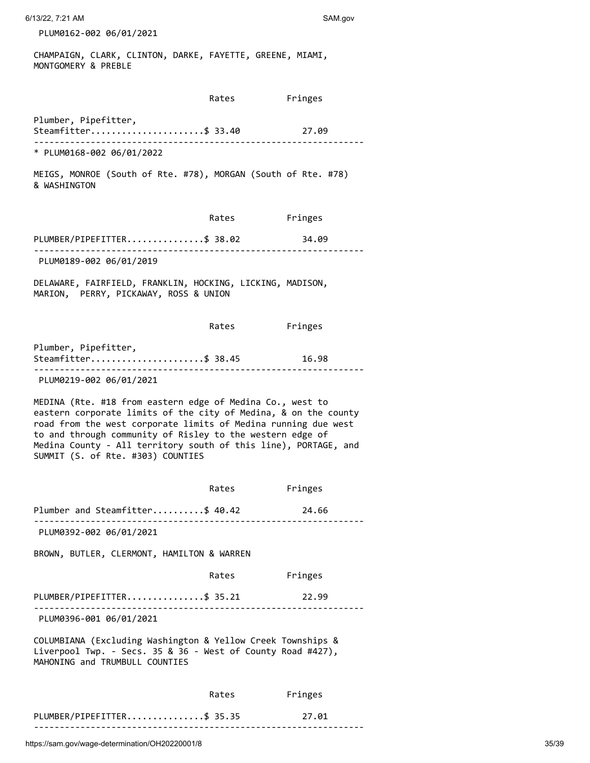PLUM0162-002 06/01/2021

CHAMPAIGN, CLARK, CLINTON, DARKE, FAYETTE, GREENE, MIAMI, MONTGOMERY & PREBLE

| | Rates | Fringes |
|---|---|---|
| Plumber, Pipefitter, Steamfitter | $ 33.40 | 27.09 |

---

* PLUM0168-002 06/01/2022

MEIGS, MONROE (South of Rte. #78), MORGAN (South of Rte. #78) & WASHINGTON

| | Rates | Fringes |
|---|---|---|
| PLUMBER/PIPEFITTER | $ 38.02 | 34.09 |

---

PLUM0189-002 06/01/2019

DELAWARE, FAIRFIELD, FRANKLIN, HOCKING, LICKING, MADISON, MARION, PERRY, PICKAWAY, ROSS & UNION

| | Rates | Fringes |
|---|---|---|
| Plumber, Pipefitter, Steamfitter | $ 38.45 | 16.98 |

---

PLUM0219-002 06/01/2021

MEDINA (Rte. #18 from eastern edge of Medina Co., west to eastern corporate limits of the city of Medina, & on the county road from the west corporate limits of Medina running due west to and through community of Risley to the western edge of Medina County - All territory south of this line), PORTAGE, and SUMMIT (S. of Rte. #303) COUNTIES

| | Rates | Fringes |
|---|---|---|
| Plumber and Steamfitter | $ 40.42 | 24.66 |

---

PLUM0392-002 06/01/2021

BROWN, BUTLER, CLERMONT, HAMILTON & WARREN

| | Rates | Fringes |
|---|---|---|
| PLUMBER/PIPEFITTER | $ 35.21 | 22.99 |

---

PLUM0396-001 06/01/2021

COLUMBIANA (Excluding Washington & Yellow Creek Townships & Liverpool Twp. - Secs. 35 & 36 - West of County Road #427), MAHONING and TRUMBULL COUNTIES

| | Rates | Fringes |
|---|---|---|
| PLUMBER/PIPEFITTER | $ 35.35 | 27.01 |

---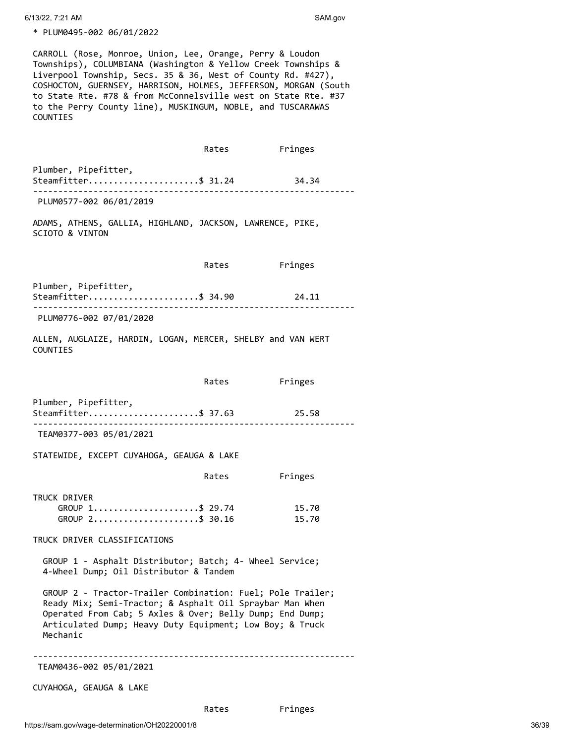* PLUM0495-002 06/01/2022

CARROLL (Rose, Monroe, Union, Lee, Orange, Perry & Loudon Townships), COLUMBIANA (Washington & Yellow Creek Townships & Liverpool Township, Secs. 35 & 36, West of County Rd. #427), COSHOCTON, GUERNSEY, HARRISON, HOLMES, JEFFERSON, MORGAN (South to State Rte. #78 & from McConnelsville west on State Rte. #37 to the Perry County line), MUSKINGUM, NOBLE, and TUSCARAWAS COUNTIES

| | Rates | Fringes |
|---|---|---|
| Plumber, Pipefitter, Steamfitter | $ 31.24 | 34.34 |

----------------------------------------------------------------

PLUM0577-002 06/01/2019

ADAMS, ATHENS, GALLIA, HIGHLAND, JACKSON, LAWRENCE, PIKE, SCIOTO & VINTON

| | Rates | Fringes |
|---|---|---|
| Plumber, Pipefitter, Steamfitter | $ 34.90 | 24.11 |

----------------------------------------------------------------

PLUM0776-002 07/01/2020

ALLEN, AUGLAIZE, HARDIN, LOGAN, MERCER, SHELBY and VAN WERT COUNTIES

| | Rates | Fringes |
|---|---|---|
| Plumber, Pipefitter, Steamfitter | $ 37.63 | 25.58 |

----------------------------------------------------------------

TEAM0377-003 05/01/2021

STATEWIDE, EXCEPT CUYAHOGA, GEAUGA & LAKE

| | Rates | Fringes |
|---|---|---|
| TRUCK DRIVER | | |
| GROUP 1 | $ 29.74 | 15.70 |
| GROUP 2 | $ 30.16 | 15.70 |

TRUCK DRIVER CLASSIFICATIONS

GROUP 1 - Asphalt Distributor; Batch; 4- Wheel Service; 4-Wheel Dump; Oil Distributor & Tandem

GROUP 2 - Tractor-Trailer Combination: Fuel; Pole Trailer; Ready Mix; Semi-Tractor; & Asphalt Oil Spraybar Man When Operated From Cab; 5 Axles & Over; Belly Dump; End Dump; Articulated Dump; Heavy Duty Equipment; Low Boy; & Truck Mechanic

----------------------------------------------------------------

TEAM0436-002 05/01/2021

CUYAHOGA, GEAUGA & LAKE

| | Rates | Fringes |
|---|---|---|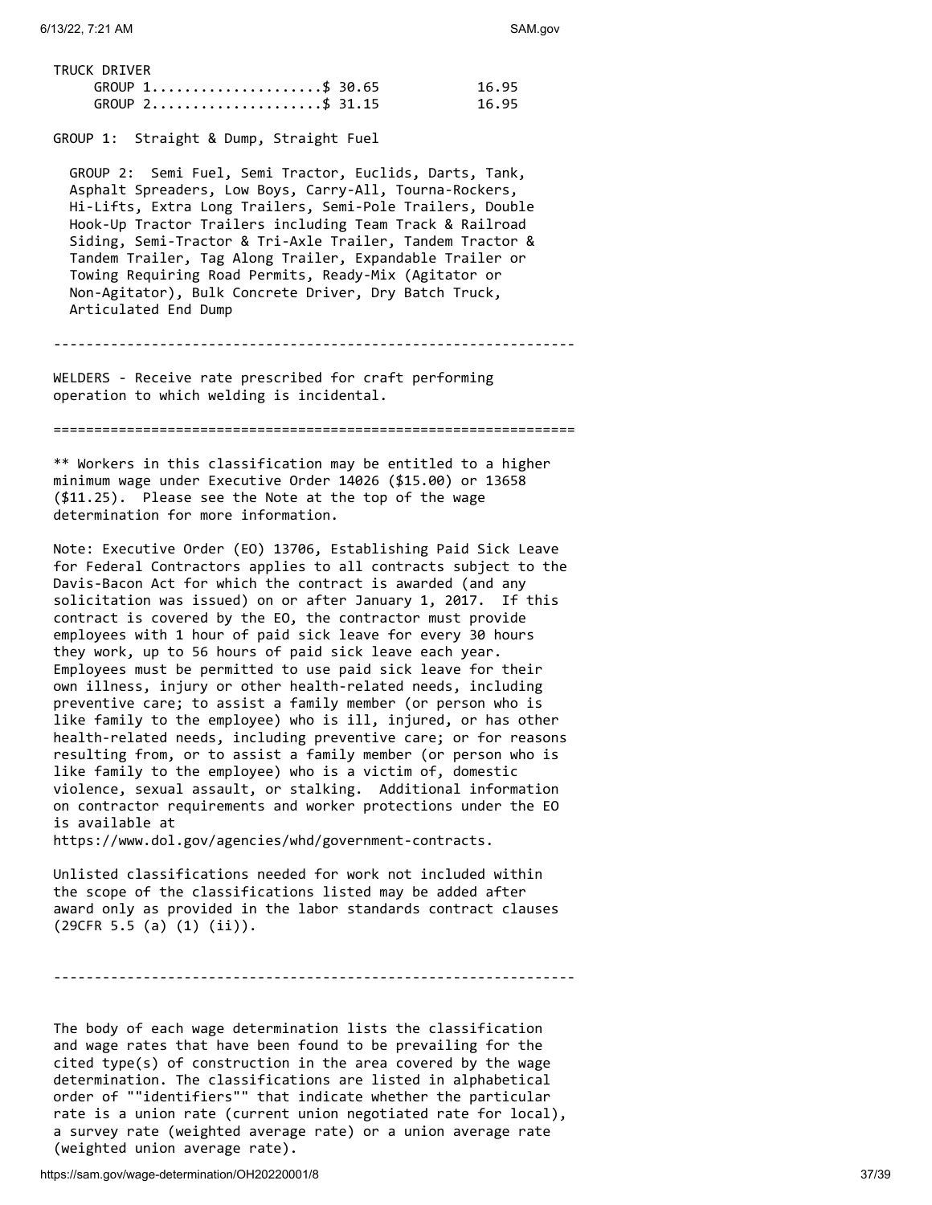| | Rates | Fringes |
|---|---|---|
| TRUCK DRIVER | | |
| GROUP 1 | $ 30.65 | 16.95 |
| GROUP 2 | $ 31.15 | 16.95 |

GROUP 1: Straight & Dump, Straight Fuel

GROUP 2: Semi Fuel, Semi Tractor, Euclids, Darts, Tank, Asphalt Spreaders, Low Boys, Carry-All, Tourna-Rockers, Hi-Lifts, Extra Long Trailers, Semi-Pole Trailers, Double Hook-Up Tractor Trailers including Team Track & Railroad Siding, Semi-Tractor & Tri-Axle Trailer, Tandem Tractor & Tandem Trailer, Tag Along Trailer, Expandable Trailer or Towing Requiring Road Permits, Ready-Mix (Agitator or Non-Agitator), Bulk Concrete Driver, Dry Batch Truck, Articulated End Dump

---

WELDERS - Receive rate prescribed for craft performing operation to which welding is incidental.

---

** Workers in this classification may be entitled to a higher minimum wage under Executive Order 14026 ($15.00) or 13658 ($11.25). Please see the Note at the top of the wage determination for more information.

Note: Executive Order (EO) 13706, Establishing Paid Sick Leave for Federal Contractors applies to all contracts subject to the Davis-Bacon Act for which the contract is awarded (and any solicitation was issued) on or after January 1, 2017. If this contract is covered by the EO, the contractor must provide employees with 1 hour of paid sick leave for every 30 hours they work, up to 56 hours of paid sick leave each year. Employees must be permitted to use paid sick leave for their own illness, injury or other health-related needs, including preventive care; to assist a family member (or person who is like family to the employee) who is ill, injured, or has other health-related needs, including preventive care; or for reasons resulting from, or to assist a family member (or person who is like family to the employee) who is a victim of, domestic violence, sexual assault, or stalking. Additional information on contractor requirements and worker protections under the EO is available at https://www.dol.gov/agencies/whd/government-contracts.

Unlisted classifications needed for work not included within the scope of the classifications listed may be added after award only as provided in the labor standards contract clauses (29CFR 5.5 (a) (1) (ii)).

---

The body of each wage determination lists the classification and wage rates that have been found to be prevailing for the cited type(s) of construction in the area covered by the wage determination. The classifications are listed in alphabetical order of ""identifiers"" that indicate whether the particular rate is a union rate (current union negotiated rate for local), a survey rate (weighted average rate) or a union average rate (weighted union average rate).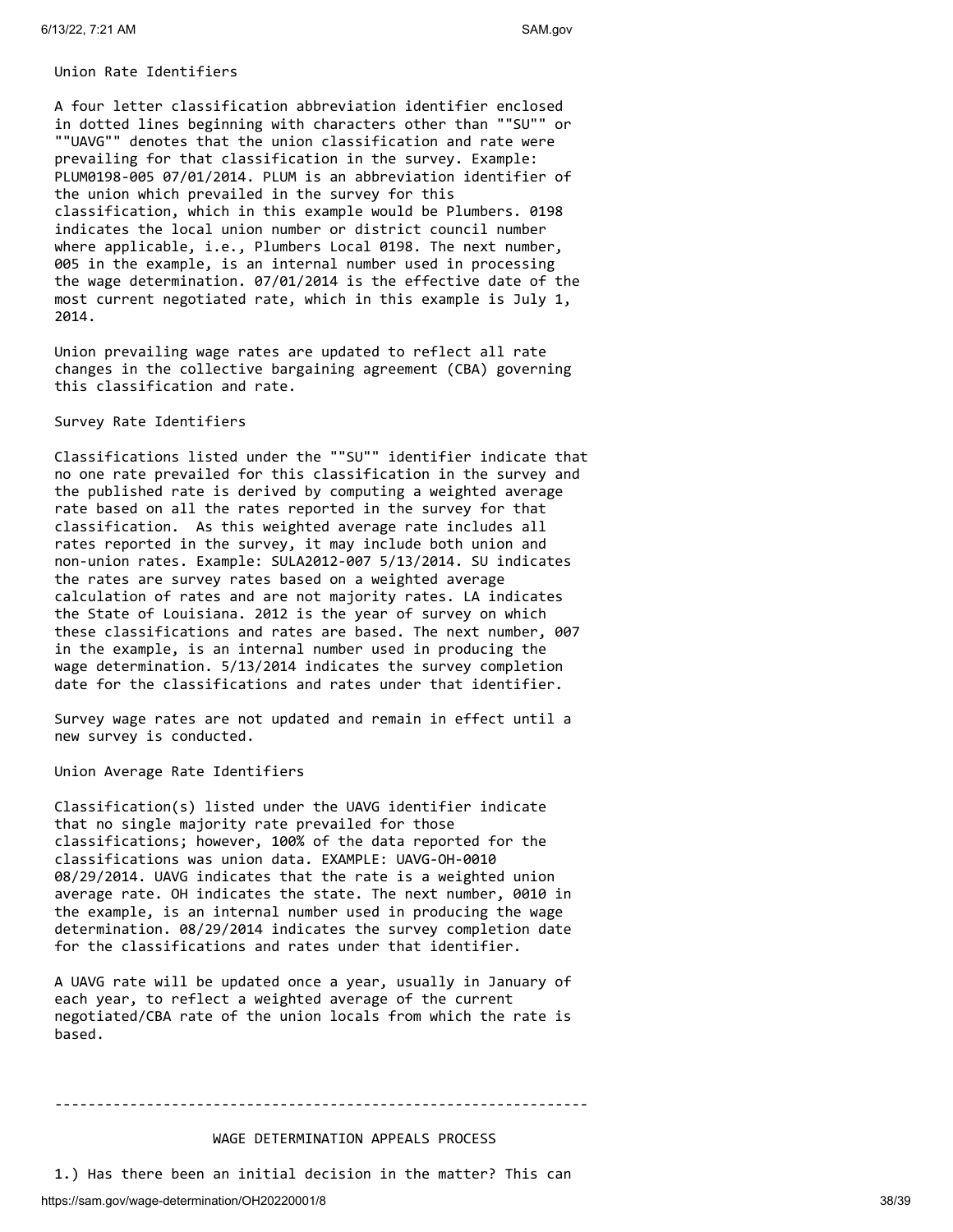Union Rate Identifiers

A four letter classification abbreviation identifier enclosed in dotted lines beginning with characters other than ""SU"" or ""UAVG"" denotes that the union classification and rate were prevailing for that classification in the survey. Example: PLUM0198-005 07/01/2014. PLUM is an abbreviation identifier of the union which prevailed in the survey for this classification, which in this example would be Plumbers. 0198 indicates the local union number or district council number where applicable, i.e., Plumbers Local 0198. The next number, 005 in the example, is an internal number used in processing the wage determination. 07/01/2014 is the effective date of the most current negotiated rate, which in this example is July 1, 2014.

Union prevailing wage rates are updated to reflect all rate changes in the collective bargaining agreement (CBA) governing this classification and rate.

Survey Rate Identifiers

Classifications listed under the ""SU"" identifier indicate that no one rate prevailed for this classification in the survey and the published rate is derived by computing a weighted average rate based on all the rates reported in the survey for that classification. As this weighted average rate includes all rates reported in the survey, it may include both union and non-union rates. Example: SULA2012-007 5/13/2014. SU indicates the rates are survey rates based on a weighted average calculation of rates and are not majority rates. LA indicates the State of Louisiana. 2012 is the year of survey on which these classifications and rates are based. The next number, 007 in the example, is an internal number used in producing the wage determination. 5/13/2014 indicates the survey completion date for the classifications and rates under that identifier.

Survey wage rates are not updated and remain in effect until a new survey is conducted.

Union Average Rate Identifiers

Classification(s) listed under the UAVG identifier indicate that no single majority rate prevailed for those classifications; however, 100% of the data reported for the classifications was union data. EXAMPLE: UAVG-OH-0010 08/29/2014. UAVG indicates that the rate is a weighted union average rate. OH indicates the state. The next number, 0010 in the example, is an internal number used in producing the wage determination. 08/29/2014 indicates the survey completion date for the classifications and rates under that identifier.

A UAVG rate will be updated once a year, usually in January of each year, to reflect a weighted average of the current negotiated/CBA rate of the union locals from which the rate is based.

----------------------------------------------------------------

WAGE DETERMINATION APPEALS PROCESS

1.) Has there been an initial decision in the matter? This can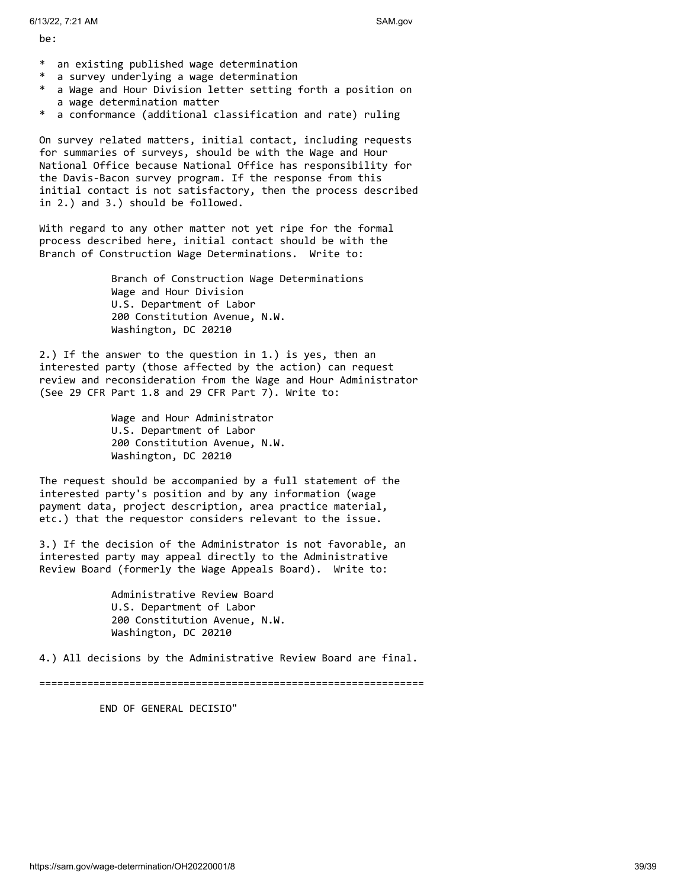be:

* an existing published wage determination
* a survey underlying a wage determination
* a Wage and Hour Division letter setting forth a position on a wage determination matter
* a conformance (additional classification and rate) ruling

On survey related matters, initial contact, including requests for summaries of surveys, should be with the Wage and Hour National Office because National Office has responsibility for the Davis-Bacon survey program. If the response from this initial contact is not satisfactory, then the process described in 2.) and 3.) should be followed.

With regard to any other matter not yet ripe for the formal process described here, initial contact should be with the Branch of Construction Wage Determinations. Write to:

Branch of Construction Wage Determinations
Wage and Hour Division
U.S. Department of Labor
200 Constitution Avenue, N.W.
Washington, DC 20210

2.) If the answer to the question in 1.) is yes, then an interested party (those affected by the action) can request review and reconsideration from the Wage and Hour Administrator (See 29 CFR Part 1.8 and 29 CFR Part 7). Write to:

Wage and Hour Administrator
U.S. Department of Labor
200 Constitution Avenue, N.W.
Washington, DC 20210

The request should be accompanied by a full statement of the interested party's position and by any information (wage payment data, project description, area practice material, etc.) that the requestor considers relevant to the issue.

3.) If the decision of the Administrator is not favorable, an interested party may appeal directly to the Administrative Review Board (formerly the Wage Appeals Board). Write to:

Administrative Review Board
U.S. Department of Labor
200 Constitution Avenue, N.W.
Washington, DC 20210

4.) All decisions by the Administrative Review Board are final.

================================================================

END OF GENERAL DECISIO"